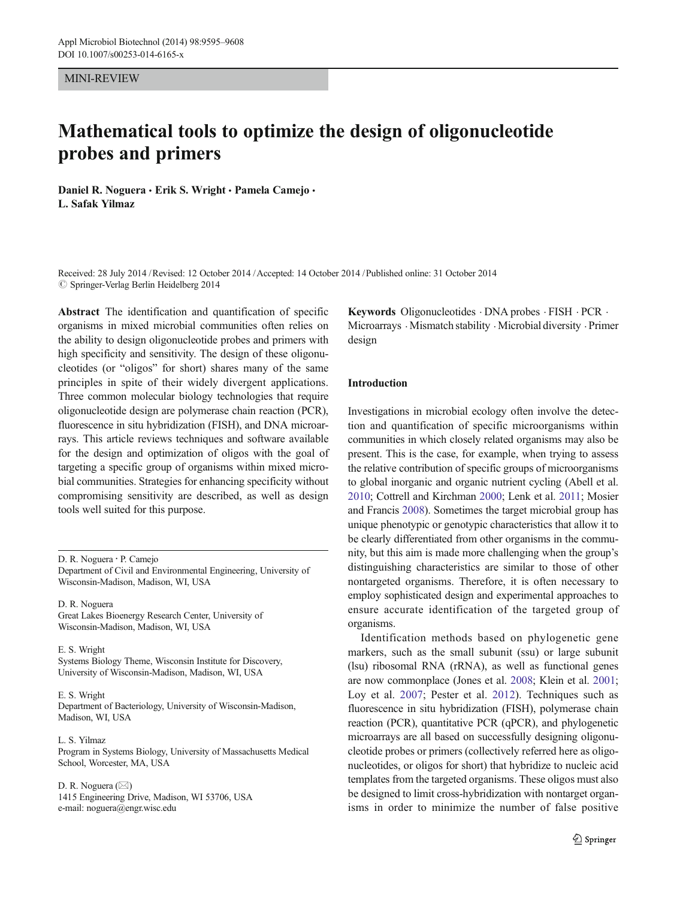MINI-REVIEW

# Mathematical tools to optimize the design of oligonucleotide probes and primers

**Daniel R. Noguera · Erik S. Wright · Pamela Camejo · L. Safak Yilmaz**

Received: 28 July 2014 / Revised: 12 October 2014 / Accepted: 14 October 2014 / Published online: 31 October 2014
© Springer-Verlag Berlin Heidelberg 2014

**Abstract** The identification and quantification of specific organisms in mixed microbial communities often relies on the ability to design oligonucleotide probes and primers with high specificity and sensitivity. The design of these oligonucleotides (or "oligos" for short) shares many of the same principles in spite of their widely divergent applications. Three common molecular biology technologies that require oligonucleotide design are polymerase chain reaction (PCR), fluorescence in situ hybridization (FISH), and DNA microarrays. This article reviews techniques and software available for the design and optimization of oligos with the goal of targeting a specific group of organisms within mixed microbial communities. Strategies for enhancing specificity without compromising sensitivity are described, as well as design tools well suited for this purpose.

**Keywords** Oligonucleotides · DNA probes · FISH · PCR · Microarrays · Mismatch stability · Microbial diversity · Primer design

D. R. Noguera · P. Camejo
Department of Civil and Environmental Engineering, University of Wisconsin-Madison, Madison, WI, USA

D. R. Noguera
Great Lakes Bioenergy Research Center, University of Wisconsin-Madison, Madison, WI, USA

E. S. Wright
Systems Biology Theme, Wisconsin Institute for Discovery, University of Wisconsin-Madison, Madison, WI, USA

E. S. Wright
Department of Bacteriology, University of Wisconsin-Madison, Madison, WI, USA

L. S. Yilmaz
Program in Systems Biology, University of Massachusetts Medical School, Worcester, MA, USA

D. R. Noguera (✉)
1415 Engineering Drive, Madison, WI 53706, USA
e-mail: noguera@engr.wisc.edu

## Introduction

Investigations in microbial ecology often involve the detection and quantification of specific microorganisms within communities in which closely related organisms may also be present. This is the case, for example, when trying to assess the relative contribution of specific groups of microorganisms to global inorganic and organic nutrient cycling (Abell et al. 2010; Cottrell and Kirchman 2000; Lenk et al. 2011; Mosier and Francis 2008). Sometimes the target microbial group has unique phenotypic or genotypic characteristics that allow it to be clearly differentiated from other organisms in the community, but this aim is made more challenging when the group's distinguishing characteristics are similar to those of other nontargeted organisms. Therefore, it is often necessary to employ sophisticated design and experimental approaches to ensure accurate identification of the targeted group of organisms.

Identification methods based on phylogenetic gene markers, such as the small subunit (ssu) or large subunit (lsu) ribosomal RNA (rRNA), as well as functional genes are now commonplace (Jones et al. 2008; Klein et al. 2001; Loy et al. 2007; Pester et al. 2012). Techniques such as fluorescence in situ hybridization (FISH), polymerase chain reaction (PCR), quantitative PCR (qPCR), and phylogenetic microarrays are all based on successfully designing oligonucleotide probes or primers (collectively referred here as oligonucleotides, or oligos for short) that hybridize to nucleic acid templates from the targeted organisms. These oligos must also be designed to limit cross-hybridization with nontarget organisms in order to minimize the number of false positive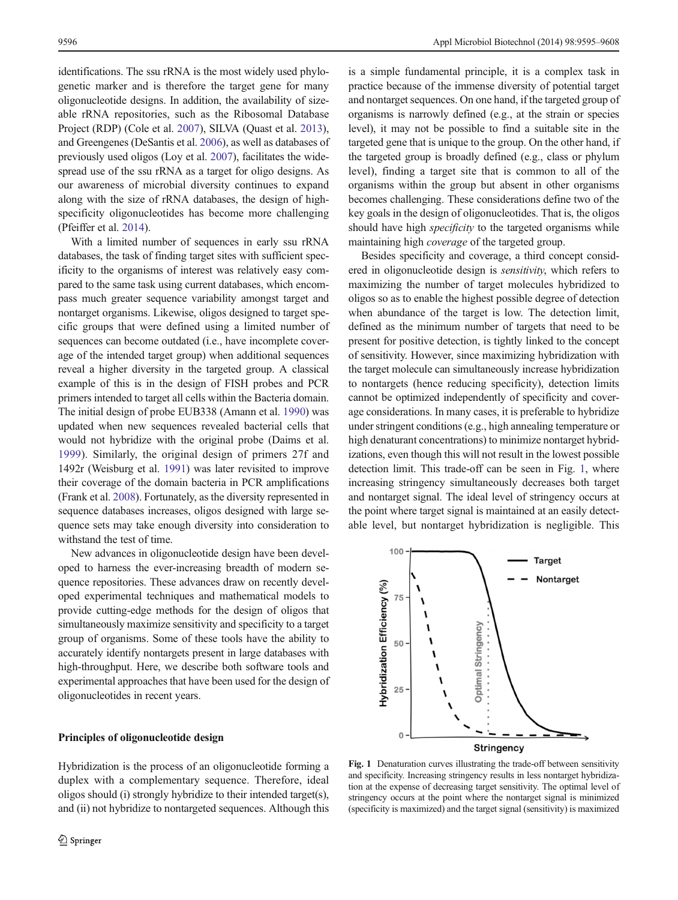identifications. The ssu rRNA is the most widely used phylogenetic marker and is therefore the target gene for many oligonucleotide designs. In addition, the availability of sizeable rRNA repositories, such as the Ribosomal Database Project (RDP) (Cole et al. 2007), SILVA (Quast et al. 2013), and Greengenes (DeSantis et al. 2006), as well as databases of previously used oligos (Loy et al. 2007), facilitates the widespread use of the ssu rRNA as a target for oligo designs. As our awareness of microbial diversity continues to expand along with the size of rRNA databases, the design of high-specificity oligonucleotides has become more challenging (Pfeiffer et al. 2014).

With a limited number of sequences in early ssu rRNA databases, the task of finding target sites with sufficient specificity to the organisms of interest was relatively easy compared to the same task using current databases, which encompass much greater sequence variability amongst target and nontarget organisms. Likewise, oligos designed to target specific groups that were defined using a limited number of sequences can become outdated (i.e., have incomplete coverage of the intended target group) when additional sequences reveal a higher diversity in the targeted group. A classical example of this is in the design of FISH probes and PCR primers intended to target all cells within the Bacteria domain. The initial design of probe EUB338 (Amann et al. 1990) was updated when new sequences revealed bacterial cells that would not hybridize with the original probe (Daims et al. 1999). Similarly, the original design of primers 27f and 1492r (Weisburg et al. 1991) was later revisited to improve their coverage of the domain bacteria in PCR amplifications (Frank et al. 2008). Fortunately, as the diversity represented in sequence databases increases, oligos designed with large sequence sets may take enough diversity into consideration to withstand the test of time.

New advances in oligonucleotide design have been developed to harness the ever-increasing breadth of modern sequence repositories. These advances draw on recently developed experimental techniques and mathematical models to provide cutting-edge methods for the design of oligos that simultaneously maximize sensitivity and specificity to a target group of organisms. Some of these tools have the ability to accurately identify nontargets present in large databases with high-throughput. Here, we describe both software tools and experimental approaches that have been used for the design of oligonucleotides in recent years.

## Principles of oligonucleotide design

Hybridization is the process of an oligonucleotide forming a duplex with a complementary sequence. Therefore, ideal oligos should (i) strongly hybridize to their intended target(s), and (ii) not hybridize to nontargeted sequences. Although this is a simple fundamental principle, it is a complex task in practice because of the immense diversity of potential target and nontarget sequences. On one hand, if the targeted group of organisms is narrowly defined (e.g., at the strain or species level), it may not be possible to find a suitable site in the targeted gene that is unique to the group. On the other hand, if the targeted group is broadly defined (e.g., class or phylum level), finding a target site that is common to all of the organisms within the group but absent in other organisms becomes challenging. These considerations define two of the key goals in the design of oligonucleotides. That is, the oligos should have high *specificity* to the targeted organisms while maintaining high *coverage* of the targeted group.

Besides specificity and coverage, a third concept considered in oligonucleotide design is *sensitivity*, which refers to maximizing the number of target molecules hybridized to oligos so as to enable the highest possible degree of detection when abundance of the target is low. The detection limit, defined as the minimum number of targets that need to be present for positive detection, is tightly linked to the concept of sensitivity. However, since maximizing hybridization with the target molecule can simultaneously increase hybridization to nontargets (hence reducing specificity), detection limits cannot be optimized independently of specificity and coverage considerations. In many cases, it is preferable to hybridize under stringent conditions (e.g., high annealing temperature or high denaturant concentrations) to minimize nontarget hybridizations, even though this will not result in the lowest possible detection limit. This trade-off can be seen in Fig. 1, where increasing stringency simultaneously decreases both target and nontarget signal. The ideal level of stringency occurs at the point where target signal is maintained at an easily detectable level, but nontarget hybridization is negligible. This

**Fig. 1** Denaturation curves illustrating the trade-off between sensitivity and specificity. Increasing stringency results in less nontarget hybridization at the expense of decreasing target sensitivity. The optimal level of stringency occurs at the point where the nontarget signal is minimized (specificity is maximized) and the target signal (sensitivity) is maximized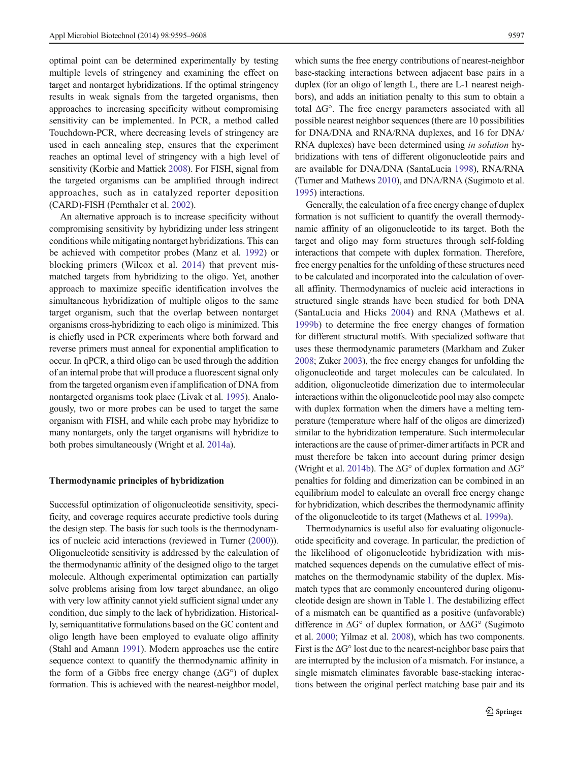optimal point can be determined experimentally by testing multiple levels of stringency and examining the effect on target and nontarget hybridizations. If the optimal stringency results in weak signals from the targeted organisms, then approaches to increasing specificity without compromising sensitivity can be implemented. In PCR, a method called Touchdown-PCR, where decreasing levels of stringency are used in each annealing step, ensures that the experiment reaches an optimal level of stringency with a high level of sensitivity (Korbie and Mattick 2008). For FISH, signal from the targeted organisms can be amplified through indirect approaches, such as in catalyzed reporter deposition (CARD)-FISH (Pernthaler et al. 2002).

An alternative approach is to increase specificity without compromising sensitivity by hybridizing under less stringent conditions while mitigating nontarget hybridizations. This can be achieved with competitor probes (Manz et al. 1992) or blocking primers (Wilcox et al. 2014) that prevent mismatched targets from hybridizing to the oligo. Yet, another approach to maximize specific identification involves the simultaneous hybridization of multiple oligos to the same target organism, such that the overlap between nontarget organisms cross-hybridizing to each oligo is minimized. This is chiefly used in PCR experiments where both forward and reverse primers must anneal for exponential amplification to occur. In qPCR, a third oligo can be used through the addition of an internal probe that will produce a fluorescent signal only from the targeted organism even if amplification of DNA from nontargeted organisms took place (Livak et al. 1995). Analogously, two or more probes can be used to target the same organism with FISH, and while each probe may hybridize to many nontargets, only the target organisms will hybridize to both probes simultaneously (Wright et al. 2014a).

## Thermodynamic principles of hybridization

Successful optimization of oligonucleotide sensitivity, specificity, and coverage requires accurate predictive tools during the design step. The basis for such tools is the thermodynamics of nucleic acid interactions (reviewed in Turner (2000)). Oligonucleotide sensitivity is addressed by the calculation of the thermodynamic affinity of the designed oligo to the target molecule. Although experimental optimization can partially solve problems arising from low target abundance, an oligo with very low affinity cannot yield sufficient signal under any condition, due simply to the lack of hybridization. Historically, semiquantitative formulations based on the GC content and oligo length have been employed to evaluate oligo affinity (Stahl and Amann 1991). Modern approaches use the entire sequence context to quantify the thermodynamic affinity in the form of a Gibbs free energy change ($\Delta G°$) of duplex formation. This is achieved with the nearest-neighbor model, which sums the free energy contributions of nearest-neighbor base-stacking interactions between adjacent base pairs in a duplex (for an oligo of length L, there are L-1 nearest neighbors), and adds an initiation penalty to this sum to obtain a total $\Delta G°$. The free energy parameters associated with all possible nearest neighbor sequences (there are 10 possibilities for DNA/DNA and RNA/RNA duplexes, and 16 for DNA/RNA duplexes) have been determined using *in solution* hybridizations with tens of different oligonucleotide pairs and are available for DNA/DNA (SantaLucia 1998), RNA/RNA (Turner and Mathews 2010), and DNA/RNA (Sugimoto et al. 1995) interactions.

Generally, the calculation of a free energy change of duplex formation is not sufficient to quantify the overall thermodynamic affinity of an oligonucleotide to its target. Both the target and oligo may form structures through self-folding interactions that compete with duplex formation. Therefore, free energy penalties for the unfolding of these structures need to be calculated and incorporated into the calculation of overall affinity. Thermodynamics of nucleic acid interactions in structured single strands have been studied for both DNA (SantaLucia and Hicks 2004) and RNA (Mathews et al. 1999b) to determine the free energy changes of formation for different structural motifs. With specialized software that uses these thermodynamic parameters (Markham and Zuker 2008; Zuker 2003), the free energy changes for unfolding the oligonucleotide and target molecules can be calculated. In addition, oligonucleotide dimerization due to intermolecular interactions within the oligonucleotide pool may also compete with duplex formation when the dimers have a melting temperature (temperature where half of the oligos are dimerized) similar to the hybridization temperature. Such intermolecular interactions are the cause of primer-dimer artifacts in PCR and must therefore be taken into account during primer design (Wright et al. 2014b). The $\Delta G°$ of duplex formation and $\Delta G°$ penalties for folding and dimerization can be combined in an equilibrium model to calculate an overall free energy change for hybridization, which describes the thermodynamic affinity of the oligonucleotide to its target (Mathews et al. 1999a).

Thermodynamics is useful also for evaluating oligonucleotide specificity and coverage. In particular, the prediction of the likelihood of oligonucleotide hybridization with mismatched sequences depends on the cumulative effect of mismatches on the thermodynamic stability of the duplex. Mismatch types that are commonly encountered during oligonucleotide design are shown in Table 1. The destabilizing effect of a mismatch can be quantified as a positive (unfavorable) difference in $\Delta G°$ of duplex formation, or $\Delta\Delta G°$ (Sugimoto et al. 2000; Yilmaz et al. 2008), which has two components. First is the $\Delta G°$ lost due to the nearest-neighbor base pairs that are interrupted by the inclusion of a mismatch. For instance, a single mismatch eliminates favorable base-stacking interactions between the original perfect matching base pair and its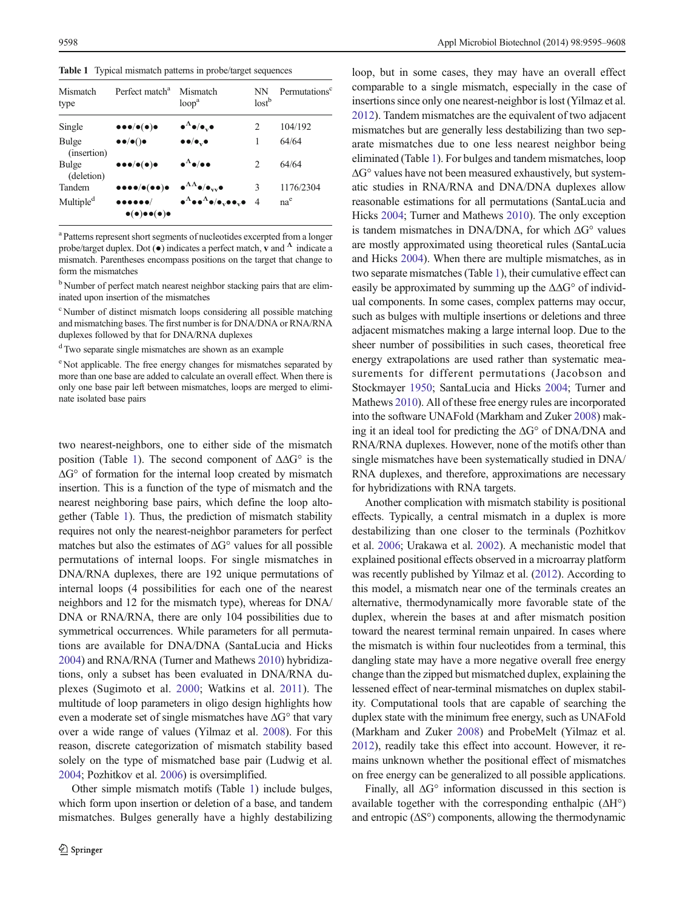**Table 1** Typical mismatch patterns in probe/target sequences

| Mismatch type | Perfect match[a] | Mismatch loop[a] | NN lost[b] | Permutations[c] |
|---|---|---|---|---|
| Single | ●●●/●(●)● | ●$^{\Lambda}$●/●$_{v}$● | 2 | 104/192 |
| Bulge (insertion) | ●●/●()● | ●●/●$_{v}$● | 1 | 64/64 |
| Bulge (deletion) | ●●●/●(●)● | ●$^{\Lambda}$●/●● | 2 | 64/64 |
| Tandem | ●●●●/●(●●)● | ●$^{\Lambda\Lambda}$●/●$_{vv}$● | 3 | 1176/2304 |
| Multiple[d] | ●●●●●●/●(●)●●(●)● | ●$^{\Lambda}$●●$^{\Lambda}$●/●$_{v}$●●$_{v}$● | 4 | na[e] |

[a] Patterns represent short segments of nucleotides excerpted from a longer probe/target duplex. Dot (●) indicates a perfect match, **v** and $^{\Lambda}$ indicate a mismatch. Parentheses encompass positions on the target that change to form the mismatches

[b] Number of perfect match nearest neighbor stacking pairs that are eliminated upon insertion of the mismatches

[c] Number of distinct mismatch loops considering all possible matching and mismatching bases. The first number is for DNA/DNA or RNA/RNA duplexes followed by that for DNA/RNA duplexes

[d] Two separate single mismatches are shown as an example

[e] Not applicable. The free energy changes for mismatches separated by more than one base are added to calculate an overall effect. When there is only one base pair left between mismatches, loops are merged to eliminate isolated base pairs

two nearest-neighbors, one to either side of the mismatch position (Table 1). The second component of ΔΔG° is the ΔG° of formation for the internal loop created by mismatch insertion. This is a function of the type of mismatch and the nearest neighboring base pairs, which define the loop altogether (Table 1). Thus, the prediction of mismatch stability requires not only the nearest-neighbor parameters for perfect matches but also the estimates of ΔG° values for all possible permutations of internal loops. For single mismatches in DNA/RNA duplexes, there are 192 unique permutations of internal loops (4 possibilities for each one of the nearest neighbors and 12 for the mismatch type), whereas for DNA/DNA or RNA/RNA, there are only 104 possibilities due to symmetrical occurrences. While parameters for all permutations are available for DNA/DNA (SantaLucia and Hicks 2004) and RNA/RNA (Turner and Mathews 2010) hybridizations, only a subset has been evaluated in DNA/RNA duplexes (Sugimoto et al. 2000; Watkins et al. 2011). The multitude of loop parameters in oligo design highlights how even a moderate set of single mismatches have ΔG° that vary over a wide range of values (Yilmaz et al. 2008). For this reason, discrete categorization of mismatch stability based solely on the type of mismatched base pair (Ludwig et al. 2004; Pozhitkov et al. 2006) is oversimplified.

Other simple mismatch motifs (Table 1) include bulges, which form upon insertion or deletion of a base, and tandem mismatches. Bulges generally have a highly destabilizing loop, but in some cases, they may have an overall effect comparable to a single mismatch, especially in the case of insertions since only one nearest-neighbor is lost (Yilmaz et al. 2012). Tandem mismatches are the equivalent of two adjacent mismatches but are generally less destabilizing than two separate mismatches due to one less nearest neighbor being eliminated (Table 1). For bulges and tandem mismatches, loop ΔG° values have not been measured exhaustively, but systematic studies in RNA/RNA and DNA/DNA duplexes allow reasonable estimations for all permutations (SantaLucia and Hicks 2004; Turner and Mathews 2010). The only exception is tandem mismatches in DNA/DNA, for which ΔG° values are mostly approximated using theoretical rules (SantaLucia and Hicks 2004). When there are multiple mismatches, as in two separate mismatches (Table 1), their cumulative effect can easily be approximated by summing up the ΔΔG° of individual components. In some cases, complex patterns may occur, such as bulges with multiple insertions or deletions and three adjacent mismatches making a large internal loop. Due to the sheer number of possibilities in such cases, theoretical free energy extrapolations are used rather than systematic measurements for different permutations (Jacobson and Stockmayer 1950; SantaLucia and Hicks 2004; Turner and Mathews 2010). All of these free energy rules are incorporated into the software UNAFold (Markham and Zuker 2008) making it an ideal tool for predicting the ΔG° of DNA/DNA and RNA/RNA duplexes. However, none of the motifs other than single mismatches have been systematically studied in DNA/RNA duplexes, and therefore, approximations are necessary for hybridizations with RNA targets.

Another complication with mismatch stability is positional effects. Typically, a central mismatch in a duplex is more destabilizing than one closer to the terminals (Pozhitkov et al. 2006; Urakawa et al. 2002). A mechanistic model that explained positional effects observed in a microarray platform was recently published by Yilmaz et al. (2012). According to this model, a mismatch near one of the terminals creates an alternative, thermodynamically more favorable state of the duplex, wherein the bases at and after mismatch position toward the nearest terminal remain unpaired. In cases where the mismatch is within four nucleotides from a terminal, this dangling state may have a more negative overall free energy change than the zipped but mismatched duplex, explaining the lessened effect of near-terminal mismatches on duplex stability. Computational tools that are capable of searching the duplex state with the minimum free energy, such as UNAFold (Markham and Zuker 2008) and ProbeMelt (Yilmaz et al. 2012), readily take this effect into account. However, it remains unknown whether the positional effect of mismatches on free energy can be generalized to all possible applications.

Finally, all ΔG° information discussed in this section is available together with the corresponding enthalpic (ΔH°) and entropic (ΔS°) components, allowing the thermodynamic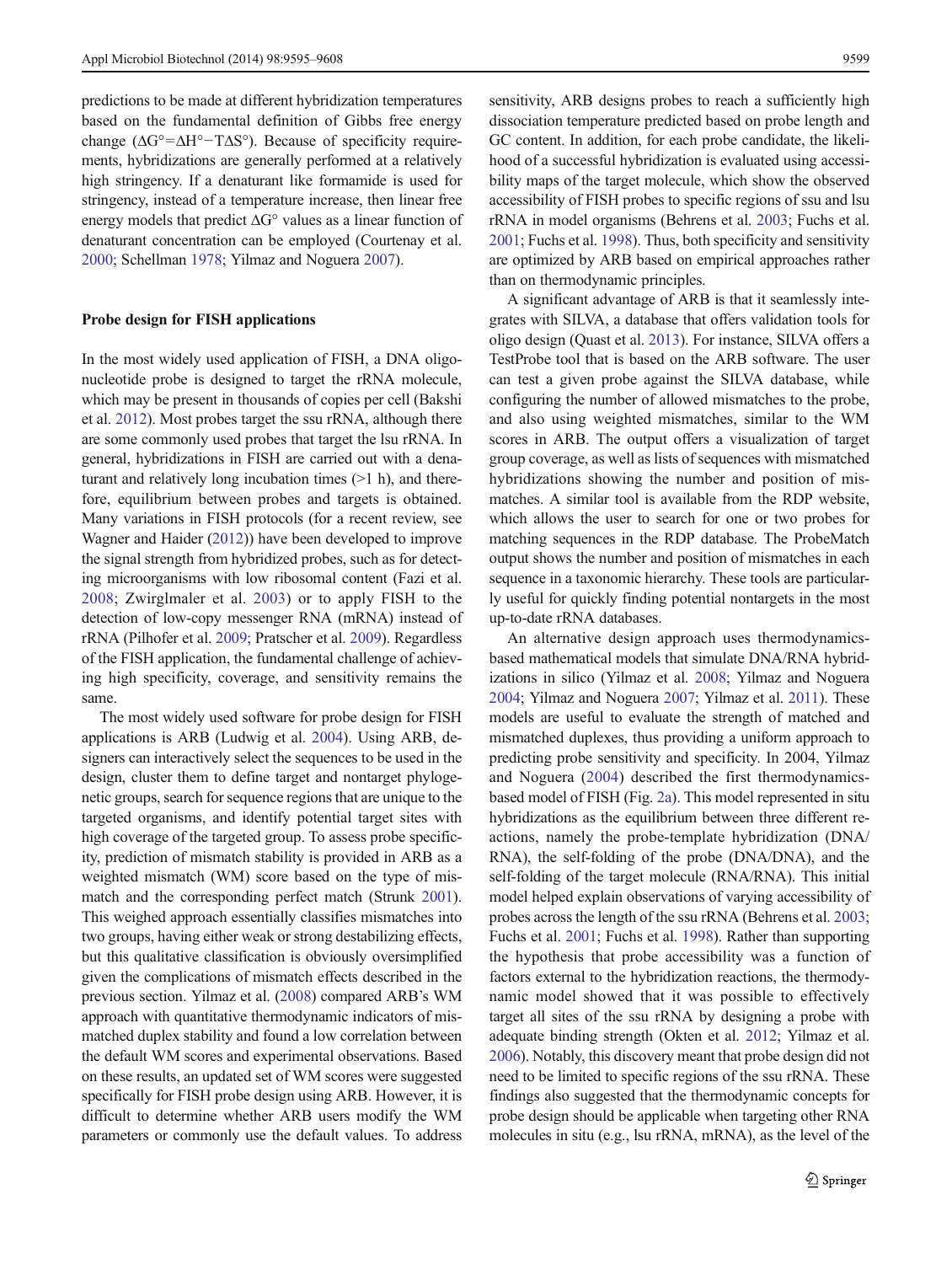predictions to be made at different hybridization temperatures based on the fundamental definition of Gibbs free energy change ($\Delta G° = \Delta H° - T\Delta S°$). Because of specificity requirements, hybridizations are generally performed at a relatively high stringency. If a denaturant like formamide is used for stringency, instead of a temperature increase, then linear free energy models that predict $\Delta G°$ values as a linear function of denaturant concentration can be employed (Courtenay et al. 2000; Schellman 1978; Yilmaz and Noguera 2007).

### Probe design for FISH applications

In the most widely used application of FISH, a DNA oligonucleotide probe is designed to target the rRNA molecule, which may be present in thousands of copies per cell (Bakshi et al. 2012). Most probes target the ssu rRNA, although there are some commonly used probes that target the lsu rRNA. In general, hybridizations in FISH are carried out with a denaturant and relatively long incubation times (>1 h), and therefore, equilibrium between probes and targets is obtained. Many variations in FISH protocols (for a recent review, see Wagner and Haider (2012)) have been developed to improve the signal strength from hybridized probes, such as for detecting microorganisms with low ribosomal content (Fazi et al. 2008; Zwirglmaler et al. 2003) or to apply FISH to the detection of low-copy messenger RNA (mRNA) instead of rRNA (Pilhofer et al. 2009; Pratscher et al. 2009). Regardless of the FISH application, the fundamental challenge of achieving high specificity, coverage, and sensitivity remains the same.

The most widely used software for probe design for FISH applications is ARB (Ludwig et al. 2004). Using ARB, designers can interactively select the sequences to be used in the design, cluster them to define target and nontarget phylogenetic groups, search for sequence regions that are unique to the targeted organisms, and identify potential target sites with high coverage of the targeted group. To assess probe specificity, prediction of mismatch stability is provided in ARB as a weighted mismatch (WM) score based on the type of mismatch and the corresponding perfect match (Strunk 2001). This weighed approach essentially classifies mismatches into two groups, having either weak or strong destabilizing effects, but this qualitative classification is obviously oversimplified given the complications of mismatch effects described in the previous section. Yilmaz et al. (2008) compared ARB's WM approach with quantitative thermodynamic indicators of mismatched duplex stability and found a low correlation between the default WM scores and experimental observations. Based on these results, an updated set of WM scores were suggested specifically for FISH probe design using ARB. However, it is difficult to determine whether ARB users modify the WM parameters or commonly use the default values. To address sensitivity, ARB designs probes to reach a sufficiently high dissociation temperature predicted based on probe length and GC content. In addition, for each probe candidate, the likelihood of a successful hybridization is evaluated using accessibility maps of the target molecule, which show the observed accessibility of FISH probes to specific regions of ssu and lsu rRNA in model organisms (Behrens et al. 2003; Fuchs et al. 2001; Fuchs et al. 1998). Thus, both specificity and sensitivity are optimized by ARB based on empirical approaches rather than on thermodynamic principles.

A significant advantage of ARB is that it seamlessly integrates with SILVA, a database that offers validation tools for oligo design (Quast et al. 2013). For instance, SILVA offers a TestProbe tool that is based on the ARB software. The user can test a given probe against the SILVA database, while configuring the number of allowed mismatches to the probe, and also using weighted mismatches, similar to the WM scores in ARB. The output offers a visualization of target group coverage, as well as lists of sequences with mismatched hybridizations showing the number and position of mismatches. A similar tool is available from the RDP website, which allows the user to search for one or two probes for matching sequences in the RDP database. The ProbeMatch output shows the number and position of mismatches in each sequence in a taxonomic hierarchy. These tools are particularly useful for quickly finding potential nontargets in the most up-to-date rRNA databases.

An alternative design approach uses thermodynamics-based mathematical models that simulate DNA/RNA hybridizations in silico (Yilmaz et al. 2008; Yilmaz and Noguera 2004; Yilmaz and Noguera 2007; Yilmaz et al. 2011). These models are useful to evaluate the strength of matched and mismatched duplexes, thus providing a uniform approach to predicting probe sensitivity and specificity. In 2004, Yilmaz and Noguera (2004) described the first thermodynamics-based model of FISH (Fig. 2a). This model represented in situ hybridizations as the equilibrium between three different reactions, namely the probe-template hybridization (DNA/RNA), the self-folding of the probe (DNA/DNA), and the self-folding of the target molecule (RNA/RNA). This initial model helped explain observations of varying accessibility of probes across the length of the ssu rRNA (Behrens et al. 2003; Fuchs et al. 2001; Fuchs et al. 1998). Rather than supporting the hypothesis that probe accessibility was a function of factors external to the hybridization reactions, the thermodynamic model showed that it was possible to effectively target all sites of the ssu rRNA by designing a probe with adequate binding strength (Okten et al. 2012; Yilmaz et al. 2006). Notably, this discovery meant that probe design did not need to be limited to specific regions of the ssu rRNA. These findings also suggested that the thermodynamic concepts for probe design should be applicable when targeting other RNA molecules in situ (e.g., lsu rRNA, mRNA), as the level of the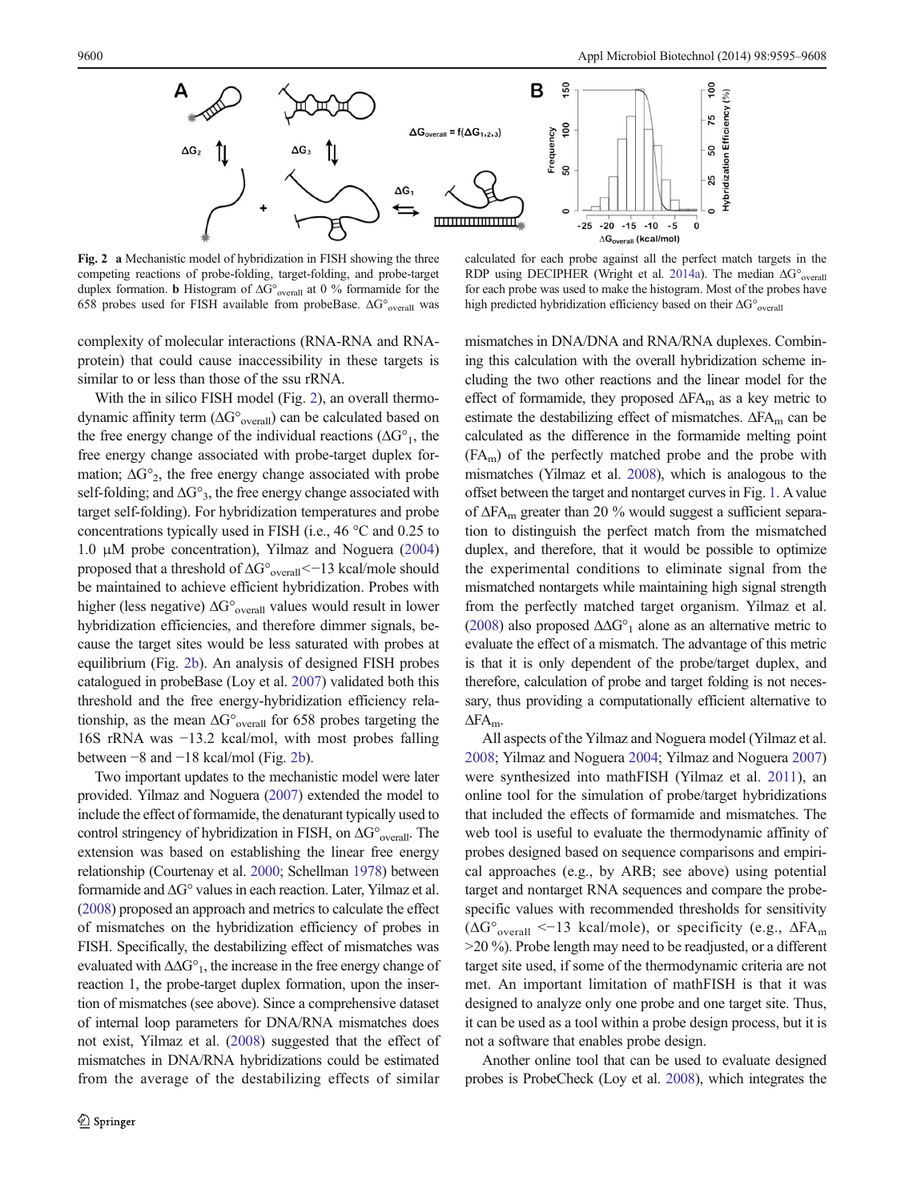Fig. 2 **a** Mechanistic model of hybridization in FISH showing the three competing reactions of probe-folding, target-folding, and probe-target duplex formation. **b** Histogram of $\Delta G^\circ_{overall}$ at 0 % formamide for the 658 probes used for FISH available from probeBase. $\Delta G^\circ_{overall}$ was calculated for each probe against all the perfect match targets in the RDP using DECIPHER (Wright et al. 2014a). The median $\Delta G^\circ_{overall}$ for each probe was used to make the histogram. Most of the probes have high predicted hybridization efficiency based on their $\Delta G^\circ_{overall}$

complexity of molecular interactions (RNA-RNA and RNA-protein) that could cause inaccessibility in these targets is similar to or less than those of the ssu rRNA.

With the in silico FISH model (Fig. 2), an overall thermodynamic affinity term ($\Delta G^\circ_{overall}$) can be calculated based on the free energy change of the individual reactions ($\Delta G^\circ_1$, the free energy change associated with probe-target duplex formation; $\Delta G^\circ_2$, the free energy change associated with probe self-folding; and $\Delta G^\circ_3$, the free energy change associated with target self-folding). For hybridization temperatures and probe concentrations typically used in FISH (i.e., 46 °C and 0.25 to 1.0 μM probe concentration), Yilmaz and Noguera (2004) proposed that a threshold of $\Delta G^\circ_{overall} < -13$ kcal/mole should be maintained to achieve efficient hybridization. Probes with higher (less negative) $\Delta G^\circ_{overall}$ values would result in lower hybridization efficiencies, and therefore dimmer signals, because the target sites would be less saturated with probes at equilibrium (Fig. 2b). An analysis of designed FISH probes catalogued in probeBase (Loy et al. 2007) validated both this threshold and the free energy-hybridization efficiency relationship, as the mean $\Delta G^\circ_{overall}$ for 658 probes targeting the 16S rRNA was −13.2 kcal/mol, with most probes falling between −8 and −18 kcal/mol (Fig. 2b).

Two important updates to the mechanistic model were later provided. Yilmaz and Noguera (2007) extended the model to include the effect of formamide, the denaturant typically used to control stringency of hybridization in FISH, on $\Delta G^\circ_{overall}$. The extension was based on establishing the linear free energy relationship (Courtenay et al. 2000; Schellman 1978) between formamide and $\Delta G^\circ$ values in each reaction. Later, Yilmaz et al. (2008) proposed an approach and metrics to calculate the effect of mismatches on the hybridization efficiency of probes in FISH. Specifically, the destabilizing effect of mismatches was evaluated with $\Delta\Delta G^\circ_1$, the increase in the free energy change of reaction 1, the probe-target duplex formation, upon the insertion of mismatches (see above). Since a comprehensive dataset of internal loop parameters for DNA/RNA mismatches does not exist, Yilmaz et al. (2008) suggested that the effect of mismatches in DNA/RNA hybridizations could be estimated from the average of the destabilizing effects of similar mismatches in DNA/DNA and RNA/RNA duplexes. Combining this calculation with the overall hybridization scheme including the two other reactions and the linear model for the effect of formamide, they proposed $\Delta FA_m$ as a key metric to estimate the destabilizing effect of mismatches. $\Delta FA_m$ can be calculated as the difference in the formamide melting point ($FA_m$) of the perfectly matched probe and the probe with mismatches (Yilmaz et al. 2008), which is analogous to the offset between the target and nontarget curves in Fig. 1. A value of $\Delta FA_m$ greater than 20 % would suggest a sufficient separation to distinguish the perfect match from the mismatched duplex, and therefore, that it would be possible to optimize the experimental conditions to eliminate signal from the mismatched nontargets while maintaining high signal strength from the perfectly matched target organism. Yilmaz et al. (2008) also proposed $\Delta\Delta G^\circ_1$ alone as an alternative metric to evaluate the effect of a mismatch. The advantage of this metric is that it is only dependent of the probe/target duplex, and therefore, calculation of probe and target folding is not necessary, thus providing a computationally efficient alternative to $\Delta FA_m$.

All aspects of the Yilmaz and Noguera model (Yilmaz et al. 2008; Yilmaz and Noguera 2004; Yilmaz and Noguera 2007) were synthesized into mathFISH (Yilmaz et al. 2011), an online tool for the simulation of probe/target hybridizations that included the effects of formamide and mismatches. The web tool is useful to evaluate the thermodynamic affinity of probes designed based on sequence comparisons and empirical approaches (e.g., by ARB; see above) using potential target and nontarget RNA sequences and compare the probe-specific values with recommended thresholds for sensitivity ($\Delta G^\circ_{overall} < -13$ kcal/mole), or specificity (e.g., $\Delta FA_m$ >20 %). Probe length may need to be readjusted, or a different target site used, if some of the thermodynamic criteria are not met. An important limitation of mathFISH is that it was designed to analyze only one probe and one target site. Thus, it can be used as a tool within a probe design process, but it is not a software that enables probe design.

Another online tool that can be used to evaluate designed probes is ProbeCheck (Loy et al. 2008), which integrates the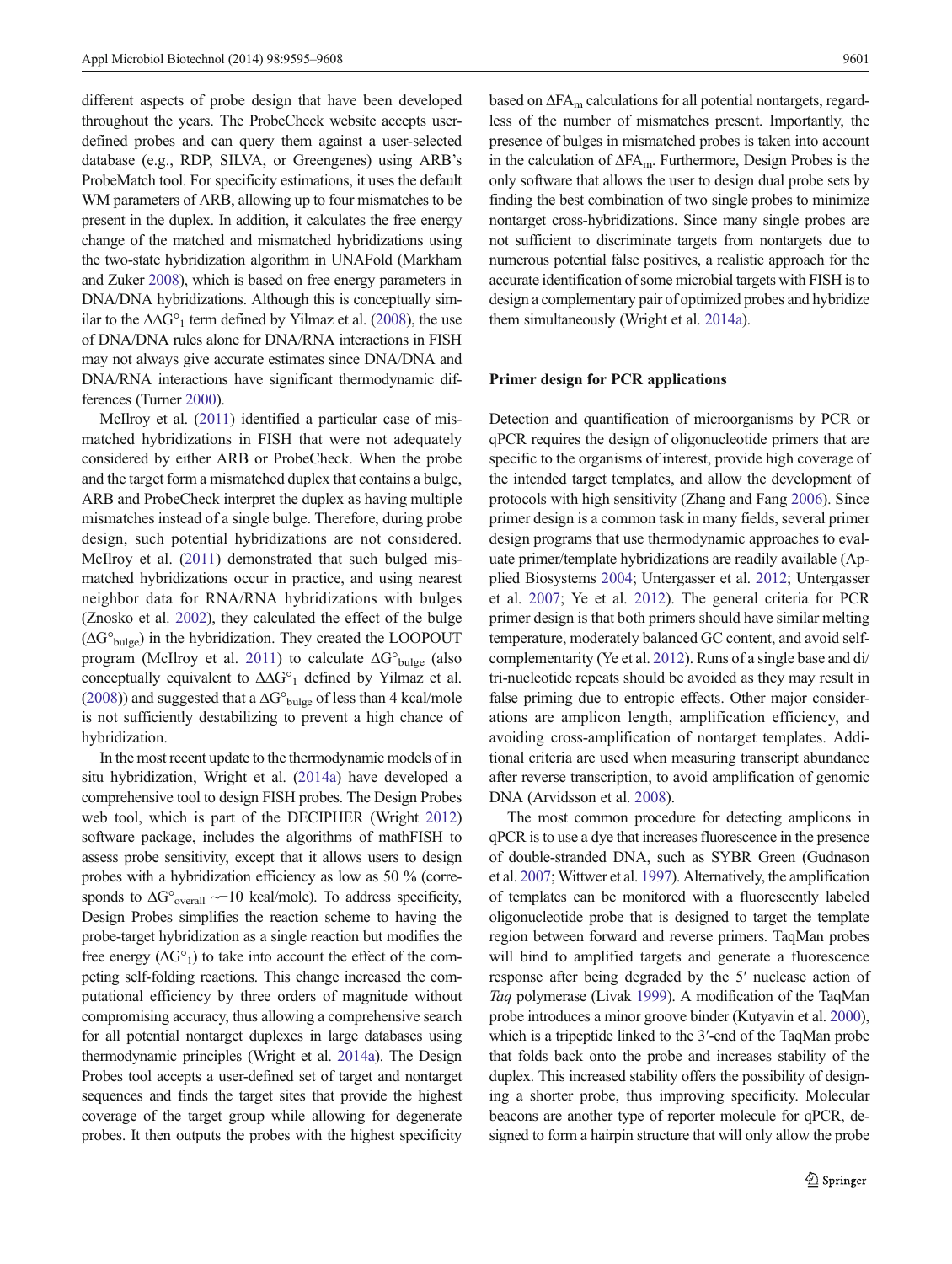different aspects of probe design that have been developed throughout the years. The ProbeCheck website accepts user-defined probes and can query them against a user-selected database (e.g., RDP, SILVA, or Greengenes) using ARB's ProbeMatch tool. For specificity estimations, it uses the default WM parameters of ARB, allowing up to four mismatches to be present in the duplex. In addition, it calculates the free energy change of the matched and mismatched hybridizations using the two-state hybridization algorithm in UNAFold (Markham and Zuker 2008), which is based on free energy parameters in DNA/DNA hybridizations. Although this is conceptually similar to the $\Delta\Delta G°_1$ term defined by Yilmaz et al. (2008), the use of DNA/DNA rules alone for DNA/RNA interactions in FISH may not always give accurate estimates since DNA/DNA and DNA/RNA interactions have significant thermodynamic differences (Turner 2000).

McIlroy et al. (2011) identified a particular case of mismatched hybridizations in FISH that were not adequately considered by either ARB or ProbeCheck. When the probe and the target form a mismatched duplex that contains a bulge, ARB and ProbeCheck interpret the duplex as having multiple mismatches instead of a single bulge. Therefore, during probe design, such potential hybridizations are not considered. McIlroy et al. (2011) demonstrated that such bulged mismatched hybridizations occur in practice, and using nearest neighbor data for RNA/RNA hybridizations with bulges (Znosko et al. 2002), they calculated the effect of the bulge ($\Delta G°_{bulge}$) in the hybridization. They created the LOOPOUT program (McIlroy et al. 2011) to calculate $\Delta G°_{bulge}$ (also conceptually equivalent to $\Delta\Delta G°_1$ defined by Yilmaz et al. (2008)) and suggested that a $\Delta G°_{bulge}$ of less than 4 kcal/mole is not sufficiently destabilizing to prevent a high chance of hybridization.

In the most recent update to the thermodynamic models of in situ hybridization, Wright et al. (2014a) have developed a comprehensive tool to design FISH probes. The Design Probes web tool, which is part of the DECIPHER (Wright 2012) software package, includes the algorithms of mathFISH to assess probe sensitivity, except that it allows users to design probes with a hybridization efficiency as low as 50 % (corresponds to $\Delta G°_{overall}$ ~−10 kcal/mole). To address specificity, Design Probes simplifies the reaction scheme to having the probe-target hybridization as a single reaction but modifies the free energy ($\Delta G°_1$) to take into account the effect of the competing self-folding reactions. This change increased the computational efficiency by three orders of magnitude without compromising accuracy, thus allowing a comprehensive search for all potential nontarget duplexes in large databases using thermodynamic principles (Wright et al. 2014a). The Design Probes tool accepts a user-defined set of target and nontarget sequences and finds the target sites that provide the highest coverage of the target group while allowing for degenerate probes. It then outputs the probes with the highest specificity based on $\Delta FA_m$ calculations for all potential nontargets, regardless of the number of mismatches present. Importantly, the presence of bulges in mismatched probes is taken into account in the calculation of $\Delta FA_m$. Furthermore, Design Probes is the only software that allows the user to design dual probe sets by finding the best combination of two single probes to minimize nontarget cross-hybridizations. Since many single probes are not sufficient to discriminate targets from nontargets due to numerous potential false positives, a realistic approach for the accurate identification of some microbial targets with FISH is to design a complementary pair of optimized probes and hybridize them simultaneously (Wright et al. 2014a).

## Primer design for PCR applications

Detection and quantification of microorganisms by PCR or qPCR requires the design of oligonucleotide primers that are specific to the organisms of interest, provide high coverage of the intended target templates, and allow the development of protocols with high sensitivity (Zhang and Fang 2006). Since primer design is a common task in many fields, several primer design programs that use thermodynamic approaches to evaluate primer/template hybridizations are readily available (Applied Biosystems 2004; Untergasser et al. 2012; Untergasser et al. 2007; Ye et al. 2012). The general criteria for PCR primer design is that both primers should have similar melting temperature, moderately balanced GC content, and avoid self-complementarity (Ye et al. 2012). Runs of a single base and di/tri-nucleotide repeats should be avoided as they may result in false priming due to entropic effects. Other major considerations are amplicon length, amplification efficiency, and avoiding cross-amplification of nontarget templates. Additional criteria are used when measuring transcript abundance after reverse transcription, to avoid amplification of genomic DNA (Arvidsson et al. 2008).

The most common procedure for detecting amplicons in qPCR is to use a dye that increases fluorescence in the presence of double-stranded DNA, such as SYBR Green (Gudnason et al. 2007; Wittwer et al. 1997). Alternatively, the amplification of templates can be monitored with a fluorescently labeled oligonucleotide probe that is designed to target the template region between forward and reverse primers. TaqMan probes will bind to amplified targets and generate a fluorescence response after being degraded by the 5′ nuclease action of *Taq* polymerase (Livak 1999). A modification of the TaqMan probe introduces a minor groove binder (Kutyavin et al. 2000), which is a tripeptide linked to the 3′-end of the TaqMan probe that folds back onto the probe and increases stability of the duplex. This increased stability offers the possibility of designing a shorter probe, thus improving specificity. Molecular beacons are another type of reporter molecule for qPCR, designed to form a hairpin structure that will only allow the probe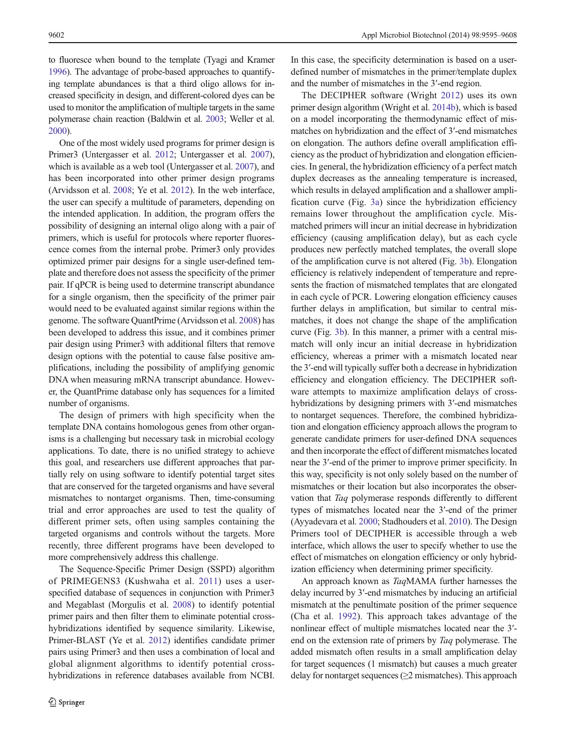to fluoresce when bound to the template (Tyagi and Kramer 1996). The advantage of probe-based approaches to quantifying template abundances is that a third oligo allows for increased specificity in design, and different-colored dyes can be used to monitor the amplification of multiple targets in the same polymerase chain reaction (Baldwin et al. 2003; Weller et al. 2000).

One of the most widely used programs for primer design is Primer3 (Untergasser et al. 2012; Untergasser et al. 2007), which is available as a web tool (Untergasser et al. 2007), and has been incorporated into other primer design programs (Arvidsson et al. 2008; Ye et al. 2012). In the web interface, the user can specify a multitude of parameters, depending on the intended application. In addition, the program offers the possibility of designing an internal oligo along with a pair of primers, which is useful for protocols where reporter fluorescence comes from the internal probe. Primer3 only provides optimized primer pair designs for a single user-defined template and therefore does not assess the specificity of the primer pair. If qPCR is being used to determine transcript abundance for a single organism, then the specificity of the primer pair would need to be evaluated against similar regions within the genome. The software QuantPrime (Arvidsson et al. 2008) has been developed to address this issue, and it combines primer pair design using Primer3 with additional filters that remove design options with the potential to cause false positive amplifications, including the possibility of amplifying genomic DNA when measuring mRNA transcript abundance. However, the QuantPrime database only has sequences for a limited number of organisms.

The design of primers with high specificity when the template DNA contains homologous genes from other organisms is a challenging but necessary task in microbial ecology applications. To date, there is no unified strategy to achieve this goal, and researchers use different approaches that partially rely on using software to identify potential target sites that are conserved for the targeted organisms and have several mismatches to nontarget organisms. Then, time-consuming trial and error approaches are used to test the quality of different primer sets, often using samples containing the targeted organisms and controls without the targets. More recently, three different programs have been developed to more comprehensively address this challenge.

The Sequence-Specific Primer Design (SSPD) algorithm of PRIMEGENS3 (Kushwaha et al. 2011) uses a user-specified database of sequences in conjunction with Primer3 and Megablast (Morgulis et al. 2008) to identify potential primer pairs and then filter them to eliminate potential cross-hybridizations identified by sequence similarity. Likewise, Primer-BLAST (Ye et al. 2012) identifies candidate primer pairs using Primer3 and then uses a combination of local and global alignment algorithms to identify potential cross-hybridizations in reference databases available from NCBI. In this case, the specificity determination is based on a user-defined number of mismatches in the primer/template duplex and the number of mismatches in the 3′-end region.

The DECIPHER software (Wright 2012) uses its own primer design algorithm (Wright et al. 2014b), which is based on a model incorporating the thermodynamic effect of mismatches on hybridization and the effect of 3′-end mismatches on elongation. The authors define overall amplification efficiency as the product of hybridization and elongation efficiencies. In general, the hybridization efficiency of a perfect match duplex decreases as the annealing temperature is increased, which results in delayed amplification and a shallower amplification curve (Fig. 3a) since the hybridization efficiency remains lower throughout the amplification cycle. Mismatched primers will incur an initial decrease in hybridization efficiency (causing amplification delay), but as each cycle produces new perfectly matched templates, the overall slope of the amplification curve is not altered (Fig. 3b). Elongation efficiency is relatively independent of temperature and represents the fraction of mismatched templates that are elongated in each cycle of PCR. Lowering elongation efficiency causes further delays in amplification, but similar to central mismatches, it does not change the shape of the amplification curve (Fig. 3b). In this manner, a primer with a central mismatch will only incur an initial decrease in hybridization efficiency, whereas a primer with a mismatch located near the 3′-end will typically suffer both a decrease in hybridization efficiency and elongation efficiency. The DECIPHER software attempts to maximize amplification delays of cross-hybridizations by designing primers with 3′-end mismatches to nontarget sequences. Therefore, the combined hybridization and elongation efficiency approach allows the program to generate candidate primers for user-defined DNA sequences and then incorporate the effect of different mismatches located near the 3′-end of the primer to improve primer specificity. In this way, specificity is not only solely based on the number of mismatches or their location but also incorporates the observation that *Taq* polymerase responds differently to different types of mismatches located near the 3′-end of the primer (Ayyadevara et al. 2000; Stadhouders et al. 2010). The Design Primers tool of DECIPHER is accessible through a web interface, which allows the user to specify whether to use the effect of mismatches on elongation efficiency or only hybridization efficiency when determining primer specificity.

An approach known as *Taq*MAMA further harnesses the delay incurred by 3′-end mismatches by inducing an artificial mismatch at the penultimate position of the primer sequence (Cha et al. 1992). This approach takes advantage of the nonlinear effect of multiple mismatches located near the 3′-end on the extension rate of primers by *Taq* polymerase. The added mismatch often results in a small amplification delay for target sequences (1 mismatch) but causes a much greater delay for nontarget sequences (≥2 mismatches). This approach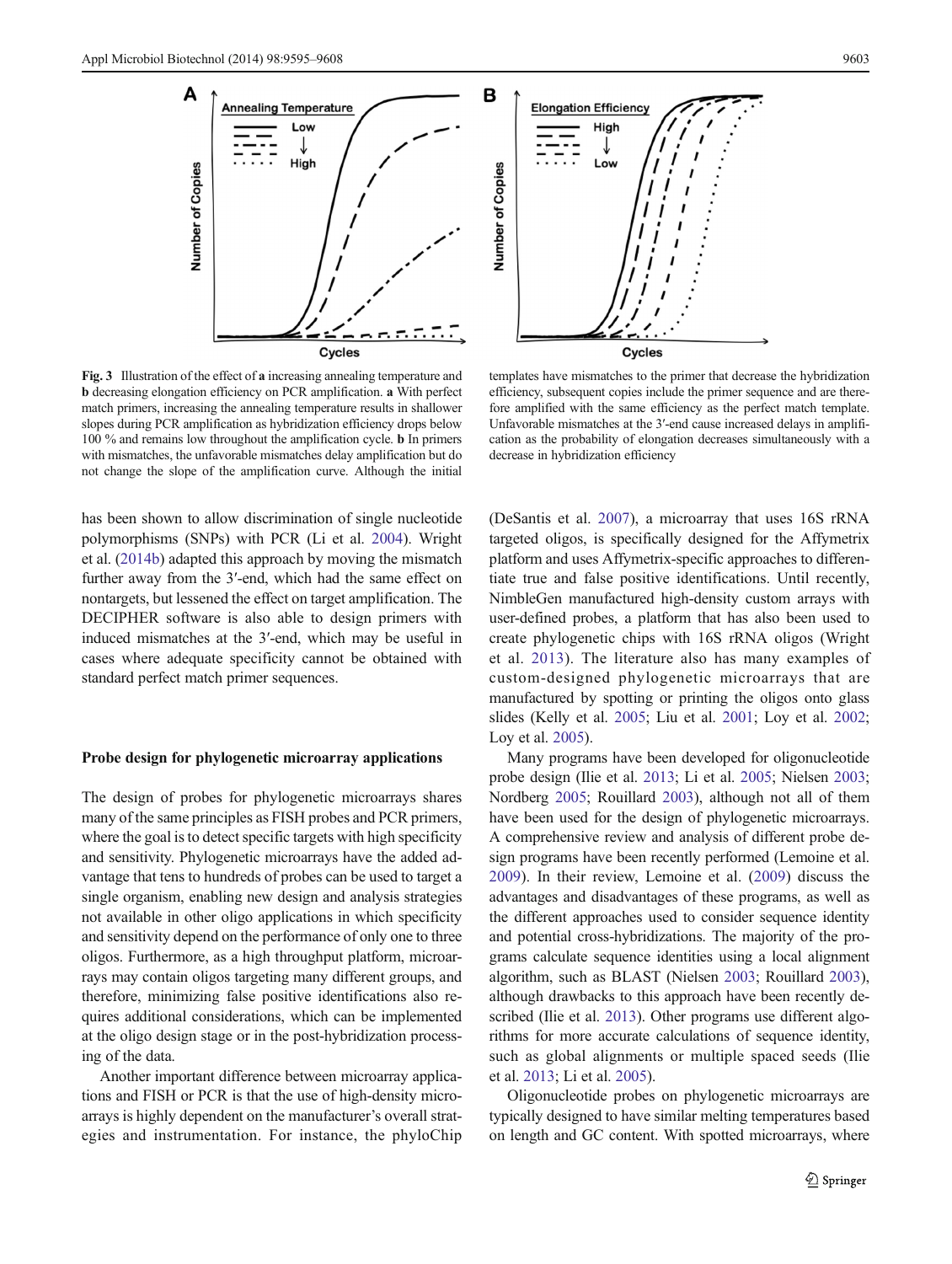**Fig. 3** Illustration of the effect of **a** increasing annealing temperature and **b** decreasing elongation efficiency on PCR amplification. **a** With perfect match primers, increasing the annealing temperature results in shallower slopes during PCR amplification as hybridization efficiency drops below 100 % and remains low throughout the amplification cycle. **b** In primers with mismatches, the unfavorable mismatches delay amplification but do not change the slope of the amplification curve. Although the initial templates have mismatches to the primer that decrease the hybridization efficiency, subsequent copies include the primer sequence and are therefore amplified with the same efficiency as the perfect match template. Unfavorable mismatches at the 3′-end cause increased delays in amplification as the probability of elongation decreases simultaneously with a decrease in hybridization efficiency

has been shown to allow discrimination of single nucleotide polymorphisms (SNPs) with PCR (Li et al. 2004). Wright et al. (2014b) adapted this approach by moving the mismatch further away from the 3′-end, which had the same effect on nontargets, but lessened the effect on target amplification. The DECIPHER software is also able to design primers with induced mismatches at the 3′-end, which may be useful in cases where adequate specificity cannot be obtained with standard perfect match primer sequences.

## Probe design for phylogenetic microarray applications

The design of probes for phylogenetic microarrays shares many of the same principles as FISH probes and PCR primers, where the goal is to detect specific targets with high specificity and sensitivity. Phylogenetic microarrays have the added advantage that tens to hundreds of probes can be used to target a single organism, enabling new design and analysis strategies not available in other oligo applications in which specificity and sensitivity depend on the performance of only one to three oligos. Furthermore, as a high throughput platform, microarrays may contain oligos targeting many different groups, and therefore, minimizing false positive identifications also requires additional considerations, which can be implemented at the oligo design stage or in the post-hybridization processing of the data.

Another important difference between microarray applications and FISH or PCR is that the use of high-density microarrays is highly dependent on the manufacturer's overall strategies and instrumentation. For instance, the phyloChip (DeSantis et al. 2007), a microarray that uses 16S rRNA targeted oligos, is specifically designed for the Affymetrix platform and uses Affymetrix-specific approaches to differentiate true and false positive identifications. Until recently, NimbleGen manufactured high-density custom arrays with user-defined probes, a platform that has also been used to create phylogenetic chips with 16S rRNA oligos (Wright et al. 2013). The literature also has many examples of custom-designed phylogenetic microarrays that are manufactured by spotting or printing the oligos onto glass slides (Kelly et al. 2005; Liu et al. 2001; Loy et al. 2002; Loy et al. 2005).

Many programs have been developed for oligonucleotide probe design (Ilie et al. 2013; Li et al. 2005; Nielsen 2003; Nordberg 2005; Rouillard 2003), although not all of them have been used for the design of phylogenetic microarrays. A comprehensive review and analysis of different probe design programs have been recently performed (Lemoine et al. 2009). In their review, Lemoine et al. (2009) discuss the advantages and disadvantages of these programs, as well as the different approaches used to consider sequence identity and potential cross-hybridizations. The majority of the programs calculate sequence identities using a local alignment algorithm, such as BLAST (Nielsen 2003; Rouillard 2003), although drawbacks to this approach have been recently described (Ilie et al. 2013). Other programs use different algorithms for more accurate calculations of sequence identity, such as global alignments or multiple spaced seeds (Ilie et al. 2013; Li et al. 2005).

Oligonucleotide probes on phylogenetic microarrays are typically designed to have similar melting temperatures based on length and GC content. With spotted microarrays, where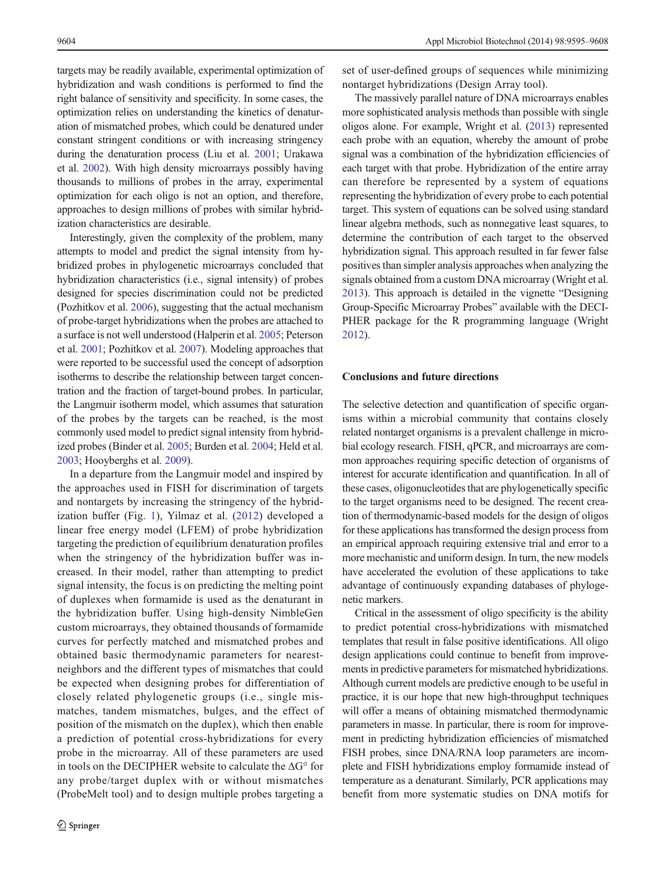targets may be readily available, experimental optimization of hybridization and wash conditions is performed to find the right balance of sensitivity and specificity. In some cases, the optimization relies on understanding the kinetics of denaturation of mismatched probes, which could be denatured under constant stringent conditions or with increasing stringency during the denaturation process (Liu et al. 2001; Urakawa et al. 2002). With high density microarrays possibly having thousands to millions of probes in the array, experimental optimization for each oligo is not an option, and therefore, approaches to design millions of probes with similar hybridization characteristics are desirable.

Interestingly, given the complexity of the problem, many attempts to model and predict the signal intensity from hybridized probes in phylogenetic microarrays concluded that hybridization characteristics (i.e., signal intensity) of probes designed for species discrimination could not be predicted (Pozhitkov et al. 2006), suggesting that the actual mechanism of probe-target hybridizations when the probes are attached to a surface is not well understood (Halperin et al. 2005; Peterson et al. 2001; Pozhitkov et al. 2007). Modeling approaches that were reported to be successful used the concept of adsorption isotherms to describe the relationship between target concentration and the fraction of target-bound probes. In particular, the Langmuir isotherm model, which assumes that saturation of the probes by the targets can be reached, is the most commonly used model to predict signal intensity from hybridized probes (Binder et al. 2005; Burden et al. 2004; Held et al. 2003; Hooyberghs et al. 2009).

In a departure from the Langmuir model and inspired by the approaches used in FISH for discrimination of targets and nontargets by increasing the stringency of the hybridization buffer (Fig. 1), Yilmaz et al. (2012) developed a linear free energy model (LFEM) of probe hybridization targeting the prediction of equilibrium denaturation profiles when the stringency of the hybridization buffer was increased. In their model, rather than attempting to predict signal intensity, the focus is on predicting the melting point of duplexes when formamide is used as the denaturant in the hybridization buffer. Using high-density NimbleGen custom microarrays, they obtained thousands of formamide curves for perfectly matched and mismatched probes and obtained basic thermodynamic parameters for nearest-neighbors and the different types of mismatches that could be expected when designing probes for differentiation of closely related phylogenetic groups (i.e., single mismatches, tandem mismatches, bulges, and the effect of position of the mismatch on the duplex), which then enable a prediction of potential cross-hybridizations for every probe in the microarray. All of these parameters are used in tools on the DECIPHER website to calculate the $\Delta G°$ for any probe/target duplex with or without mismatches (ProbeMelt tool) and to design multiple probes targeting a set of user-defined groups of sequences while minimizing nontarget hybridizations (Design Array tool).

The massively parallel nature of DNA microarrays enables more sophisticated analysis methods than possible with single oligos alone. For example, Wright et al. (2013) represented each probe with an equation, whereby the amount of probe signal was a combination of the hybridization efficiencies of each target with that probe. Hybridization of the entire array can therefore be represented by a system of equations representing the hybridization of every probe to each potential target. This system of equations can be solved using standard linear algebra methods, such as nonnegative least squares, to determine the contribution of each target to the observed hybridization signal. This approach resulted in far fewer false positives than simpler analysis approaches when analyzing the signals obtained from a custom DNA microarray (Wright et al. 2013). This approach is detailed in the vignette "Designing Group-Specific Microarray Probes" available with the DECIPHER package for the R programming language (Wright 2012).

## Conclusions and future directions

The selective detection and quantification of specific organisms within a microbial community that contains closely related nontarget organisms is a prevalent challenge in microbial ecology research. FISH, qPCR, and microarrays are common approaches requiring specific detection of organisms of interest for accurate identification and quantification. In all of these cases, oligonucleotides that are phylogenetically specific to the target organisms need to be designed. The recent creation of thermodynamic-based models for the design of oligos for these applications has transformed the design process from an empirical approach requiring extensive trial and error to a more mechanistic and uniform design. In turn, the new models have accelerated the evolution of these applications to take advantage of continuously expanding databases of phylogenetic markers.

Critical in the assessment of oligo specificity is the ability to predict potential cross-hybridizations with mismatched templates that result in false positive identifications. All oligo design applications could continue to benefit from improvements in predictive parameters for mismatched hybridizations. Although current models are predictive enough to be useful in practice, it is our hope that new high-throughput techniques will offer a means of obtaining mismatched thermodynamic parameters in masse. In particular, there is room for improvement in predicting hybridization efficiencies of mismatched FISH probes, since DNA/RNA loop parameters are incomplete and FISH hybridizations employ formamide instead of temperature as a denaturant. Similarly, PCR applications may benefit from more systematic studies on DNA motifs for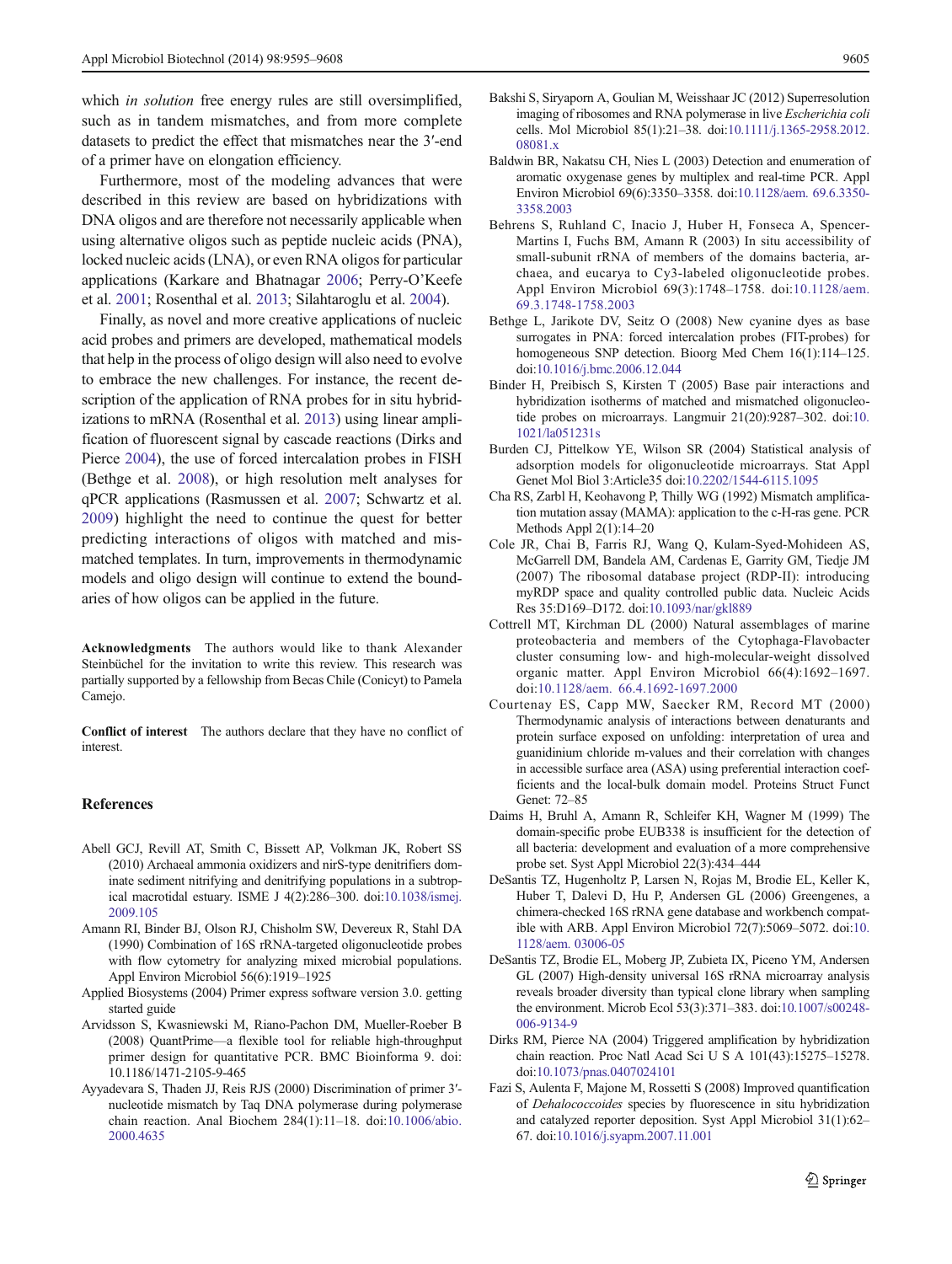which *in solution* free energy rules are still oversimplified, such as in tandem mismatches, and from more complete datasets to predict the effect that mismatches near the 3′-end of a primer have on elongation efficiency.

Furthermore, most of the modeling advances that were described in this review are based on hybridizations with DNA oligos and are therefore not necessarily applicable when using alternative oligos such as peptide nucleic acids (PNA), locked nucleic acids (LNA), or even RNA oligos for particular applications (Karkare and Bhatnagar 2006; Perry-O'Keefe et al. 2001; Rosenthal et al. 2013; Silahtaroglu et al. 2004).

Finally, as novel and more creative applications of nucleic acid probes and primers are developed, mathematical models that help in the process of oligo design will also need to evolve to embrace the new challenges. For instance, the recent description of the application of RNA probes for in situ hybridizations to mRNA (Rosenthal et al. 2013) using linear amplification of fluorescent signal by cascade reactions (Dirks and Pierce 2004), the use of forced intercalation probes in FISH (Bethge et al. 2008), or high resolution melt analyses for qPCR applications (Rasmussen et al. 2007; Schwartz et al. 2009) highlight the need to continue the quest for better predicting interactions of oligos with matched and mismatched templates. In turn, improvements in thermodynamic models and oligo design will continue to extend the boundaries of how oligos can be applied in the future.

**Acknowledgments** The authors would like to thank Alexander Steinbüchel for the invitation to write this review. This research was partially supported by a fellowship from Becas Chile (Conicyt) to Pamela Camejo.

**Conflict of interest** The authors declare that they have no conflict of interest.

## References

Abell GCJ, Revill AT, Smith C, Bissett AP, Volkman JK, Robert SS (2010) Archaeal ammonia oxidizers and nirS-type denitrifiers dominate sediment nitrifying and denitrifying populations in a subtropical macrotidal estuary. ISME J 4(2):286–300. doi:10.1038/ismej.2009.105

Amann RI, Binder BJ, Olson RJ, Chisholm SW, Devereux R, Stahl DA (1990) Combination of 16S rRNA-targeted oligonucleotide probes with flow cytometry for analyzing mixed microbial populations. Appl Environ Microbiol 56(6):1919–1925

Applied Biosystems (2004) Primer express software version 3.0. getting started guide

Arvidsson S, Kwasniewski M, Riano-Pachon DM, Mueller-Roeber B (2008) QuantPrime—a flexible tool for reliable high-throughput primer design for quantitative PCR. BMC Bioinforma 9. doi: 10.1186/1471-2105-9-465

Ayyadevara S, Thaden JJ, Reis RJS (2000) Discrimination of primer 3′-nucleotide mismatch by Taq DNA polymerase during polymerase chain reaction. Anal Biochem 284(1):11–18. doi:10.1006/abio.2000.4635

Bakshi S, Siryaporn A, Goulian M, Weisshaar JC (2012) Superresolution imaging of ribosomes and RNA polymerase in live *Escherichia coli* cells. Mol Microbiol 85(1):21–38. doi:10.1111/j.1365-2958.2012.08081.x

Baldwin BR, Nakatsu CH, Nies L (2003) Detection and enumeration of aromatic oxygenase genes by multiplex and real-time PCR. Appl Environ Microbiol 69(6):3350–3358. doi:10.1128/aem. 69.6.3350-3358.2003

Behrens S, Ruhland C, Inacio J, Huber H, Fonseca A, Spencer-Martins I, Fuchs BM, Amann R (2003) In situ accessibility of small-subunit rRNA of members of the domains bacteria, archaea, and eucarya to Cy3-labeled oligonucleotide probes. Appl Environ Microbiol 69(3):1748–1758. doi:10.1128/aem.69.3.1748-1758.2003

Bethge L, Jarikote DV, Seitz O (2008) New cyanine dyes as base surrogates in PNA: forced intercalation probes (FIT-probes) for homogeneous SNP detection. Bioorg Med Chem 16(1):114–125. doi:10.1016/j.bmc.2006.12.044

Binder H, Preibisch S, Kirsten T (2005) Base pair interactions and hybridization isotherms of matched and mismatched oligonucleotide probes on microarrays. Langmuir 21(20):9287–302. doi:10.1021/la051231s

Burden CJ, Pittelkow YE, Wilson SR (2004) Statistical analysis of adsorption models for oligonucleotide microarrays. Stat Appl Genet Mol Biol 3:Article35 doi:10.2202/1544-6115.1095

Cha RS, Zarbl H, Keohavong P, Thilly WG (1992) Mismatch amplification mutation assay (MAMA): application to the c-H-ras gene. PCR Methods Appl 2(1):14–20

Cole JR, Chai B, Farris RJ, Wang Q, Kulam-Syed-Mohideen AS, McGarrell DM, Bandela AM, Cardenas E, Garrity GM, Tiedje JM (2007) The ribosomal database project (RDP-II): introducing myRDP space and quality controlled public data. Nucleic Acids Res 35:D169–D172. doi:10.1093/nar/gkl889

Cottrell MT, Kirchman DL (2000) Natural assemblages of marine proteobacteria and members of the Cytophaga-Flavobacter cluster consuming low- and high-molecular-weight dissolved organic matter. Appl Environ Microbiol 66(4):1692–1697. doi:10.1128/aem. 66.4.1692-1697.2000

Courtenay ES, Capp MW, Saecker RM, Record MT (2000) Thermodynamic analysis of interactions between denaturants and protein surface exposed on unfolding: interpretation of urea and guanidinium chloride m-values and their correlation with changes in accessible surface area (ASA) using preferential interaction coefficients and the local-bulk domain model. Proteins Struct Funct Genet: 72–85

Daims H, Bruhl A, Amann R, Schleifer KH, Wagner M (1999) The domain-specific probe EUB338 is insufficient for the detection of all bacteria: development and evaluation of a more comprehensive probe set. Syst Appl Microbiol 22(3):434–444

DeSantis TZ, Hugenholtz P, Larsen N, Rojas M, Brodie EL, Keller K, Huber T, Dalevi D, Hu P, Andersen GL (2006) Greengenes, a chimera-checked 16S rRNA gene database and workbench compatible with ARB. Appl Environ Microbiol 72(7):5069–5072. doi:10.1128/aem. 03006-05

DeSantis TZ, Brodie EL, Moberg JP, Zubieta IX, Piceno YM, Andersen GL (2007) High-density universal 16S rRNA microarray analysis reveals broader diversity than typical clone library when sampling the environment. Microb Ecol 53(3):371–383. doi:10.1007/s00248-006-9134-9

Dirks RM, Pierce NA (2004) Triggered amplification by hybridization chain reaction. Proc Natl Acad Sci U S A 101(43):15275–15278. doi:10.1073/pnas.0407024101

Fazi S, Aulenta F, Majone M, Rossetti S (2008) Improved quantification of *Dehalococcoides* species by fluorescence in situ hybridization and catalyzed reporter deposition. Syst Appl Microbiol 31(1):62–67. doi:10.1016/j.syapm.2007.11.001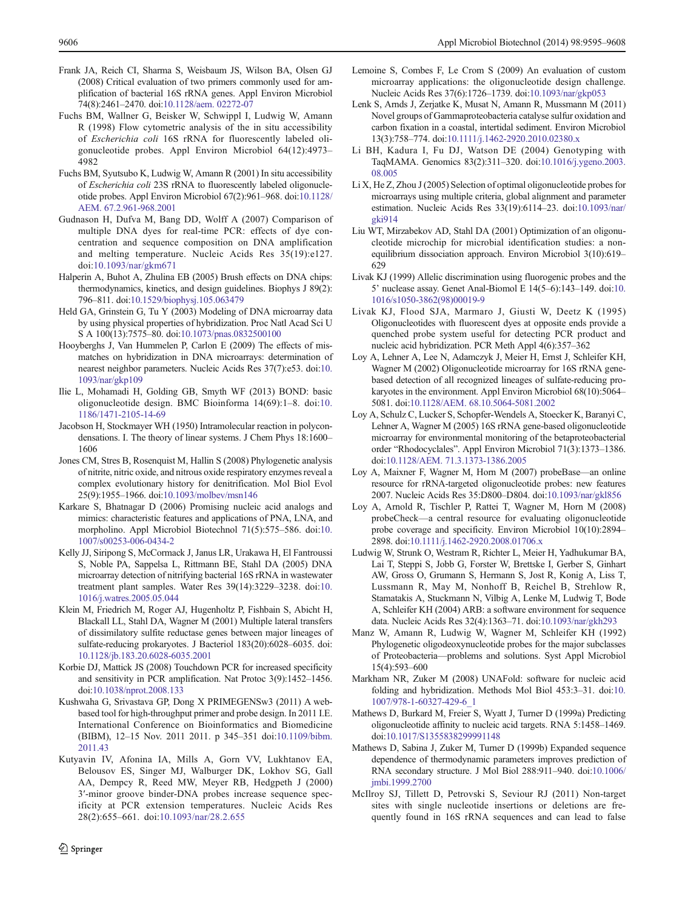Frank JA, Reich CI, Sharma S, Weisbaum JS, Wilson BA, Olsen GJ (2008) Critical evaluation of two primers commonly used for amplification of bacterial 16S rRNA genes. Appl Environ Microbiol 74(8):2461–2470. doi:10.1128/aem. 02272-07

Fuchs BM, Wallner G, Beisker W, Schwippl I, Ludwig W, Amann R (1998) Flow cytometric analysis of the in situ accessibility of *Escherichia coli* 16S rRNA for fluorescently labeled oligonucleotide probes. Appl Environ Microbiol 64(12):4973–4982

Fuchs BM, Syutsubo K, Ludwig W, Amann R (2001) In situ accessibility of *Escherichia coli* 23S rRNA to fluorescently labeled oligonucleotide probes. Appl Environ Microbiol 67(2):961–968. doi:10.1128/AEM. 67.2.961-968.2001

Gudnason H, Dufva M, Bang DD, Wolff A (2007) Comparison of multiple DNA dyes for real-time PCR: effects of dye concentration and sequence composition on DNA amplification and melting temperature. Nucleic Acids Res 35(19):e127. doi:10.1093/nar/gkm671

Halperin A, Buhot A, Zhulina EB (2005) Brush effects on DNA chips: thermodynamics, kinetics, and design guidelines. Biophys J 89(2):796–811. doi:10.1529/biophysj.105.063479

Held GA, Grinstein G, Tu Y (2003) Modeling of DNA microarray data by using physical properties of hybridization. Proc Natl Acad Sci U S A 100(13):7575–80. doi:10.1073/pnas.0832500100

Hooyberghs J, Van Hummelen P, Carlon E (2009) The effects of mismatches on hybridization in DNA microarrays: determination of nearest neighbor parameters. Nucleic Acids Res 37(7):e53. doi:10.1093/nar/gkp109

Ilie L, Mohamadi H, Golding GB, Smyth WF (2013) BOND: basic oligonucleotide design. BMC Bioinforma 14(69):1–8. doi:10.1186/1471-2105-14-69

Jacobson H, Stockmayer WH (1950) Intramolecular reaction in polycondensations. I. The theory of linear systems. J Chem Phys 18:1600–1606

Jones CM, Stres B, Rosenquist M, Hallin S (2008) Phylogenetic analysis of nitrite, nitric oxide, and nitrous oxide respiratory enzymes reveal a complex evolutionary history for denitrification. Mol Biol Evol 25(9):1955–1966. doi:10.1093/molbev/msn146

Karkare S, Bhatnagar D (2006) Promising nucleic acid analogs and mimics: characteristic features and applications of PNA, LNA, and morpholino. Appl Microbiol Biotechnol 71(5):575–586. doi:10.1007/s00253-006-0434-2

Kelly JJ, Siripong S, McCormack J, Janus LR, Urakawa H, El Fantroussi S, Noble PA, Sappelsa L, Rittmann BE, Stahl DA (2005) DNA microarray detection of nitrifying bacterial 16S rRNA in wastewater treatment plant samples. Water Res 39(14):3229–3238. doi:10.1016/j.watres.2005.05.044

Klein M, Friedrich M, Roger AJ, Hugenholtz P, Fishbain S, Abicht H, Blackall LL, Stahl DA, Wagner M (2001) Multiple lateral transfers of dissimilatory sulfite reductase genes between major lineages of sulfate-reducing prokaryotes. J Bacteriol 183(20):6028–6035. doi:10.1128/jb.183.20.6028-6035.2001

Korbie DJ, Mattick JS (2008) Touchdown PCR for increased specificity and sensitivity in PCR amplification. Nat Protoc 3(9):1452–1456. doi:10.1038/nprot.2008.133

Kushwaha G, Srivastava GP, Dong X PRIMEGENSw3 (2011) A web-based tool for high-throughput primer and probe design. In 2011 I.E. International Conference on Bioinformatics and Biomedicine (BIBM), 12–15 Nov. 2011 2011. p 345–351 doi:10.1109/bibm.2011.43

Kutyavin IV, Afonina IA, Mills A, Gorn VV, Lukhtanov EA, Belousov ES, Singer MJ, Walburger DK, Lokhov SG, Gall AA, Dempcy R, Reed MW, Meyer RB, Hedgpeth J (2000) 3′-minor groove binder-DNA probes increase sequence specificity at PCR extension temperatures. Nucleic Acids Res 28(2):655–661. doi:10.1093/nar/28.2.655

Lemoine S, Combes F, Le Crom S (2009) An evaluation of custom microarray applications: the oligonucleotide design challenge. Nucleic Acids Res 37(6):1726–1739. doi:10.1093/nar/gkp053

Lenk S, Arnds J, Zerjatke K, Musat N, Amann R, Mussmann M (2011) Novel groups of Gammaproteobacteria catalyse sulfur oxidation and carbon fixation in a coastal, intertidal sediment. Environ Microbiol 13(3):758–774. doi:10.1111/j.1462-2920.2010.02380.x

Li BH, Kadura I, Fu DJ, Watson DE (2004) Genotyping with TaqMAMA. Genomics 83(2):311–320. doi:10.1016/j.ygeno.2003.08.005

Li X, He Z, Zhou J (2005) Selection of optimal oligonucleotide probes for microarrays using multiple criteria, global alignment and parameter estimation. Nucleic Acids Res 33(19):6114–23. doi:10.1093/nar/gki914

Liu WT, Mirzabekov AD, Stahl DA (2001) Optimization of an oligonucleotide microchip for microbial identification studies: a non-equilibrium dissociation approach. Environ Microbiol 3(10):619–629

Livak KJ (1999) Allelic discrimination using fluorogenic probes and the 5′ nuclease assay. Genet Anal-Biomol E 14(5–6):143–149. doi:10.1016/s1050-3862(98)00019-9

Livak KJ, Flood SJA, Marmaro J, Giusti W, Deetz K (1995) Oligonucleotides with fluorescent dyes at opposite ends provide a quenched probe system useful for detecting PCR product and nucleic acid hybridization. PCR Meth Appl 4(6):357–362

Loy A, Lehner A, Lee N, Adamczyk J, Meier H, Ernst J, Schleifer KH, Wagner M (2002) Oligonucleotide microarray for 16S rRNA gene-based detection of all recognized lineages of sulfate-reducing prokaryotes in the environment. Appl Environ Microbiol 68(10):5064–5081. doi:10.1128/AEM. 68.10.5064-5081.2002

Loy A, Schulz C, Lucker S, Schopfer-Wendels A, Stoecker K, Baranyi C, Lehner A, Wagner M (2005) 16S rRNA gene-based oligonucleotide microarray for environmental monitoring of the betaproteobacterial order "Rhodocyclales". Appl Environ Microbiol 71(3):1373–1386. doi:10.1128/AEM. 71.3.1373-1386.2005

Loy A, Maixner F, Wagner M, Horn M (2007) probeBase—an online resource for rRNA-targeted oligonucleotide probes: new features 2007. Nucleic Acids Res 35:D800–D804. doi:10.1093/nar/gkl856

Loy A, Arnold R, Tischler P, Rattei T, Wagner M, Horn M (2008) probeCheck—a central resource for evaluating oligonucleotide probe coverage and specificity. Environ Microbiol 10(10):2894–2898. doi:10.1111/j.1462-2920.2008.01706.x

Ludwig W, Strunk O, Westram R, Richter L, Meier H, Yadhukumar BA, Lai T, Steppi S, Jobb G, Forster W, Brettske I, Gerber S, Ginhart AW, Gross O, Grumann S, Hermann S, Jost R, Konig A, Liss T, Lussmann R, May M, Nonhoff B, Reichel B, Strehlow R, Stamatakis A, Stuckmann N, Vilbig A, Lenke M, Ludwig T, Bode A, Schleifer KH (2004) ARB: a software environment for sequence data. Nucleic Acids Res 32(4):1363–71. doi:10.1093/nar/gkh293

Manz W, Amann R, Ludwig W, Wagner M, Schleifer KH (1992) Phylogenetic oligodeoxynucleotide probes for the major subclasses of Proteobacteria—problems and solutions. Syst Appl Microbiol 15(4):593–600

Markham NR, Zuker M (2008) UNAFold: software for nucleic acid folding and hybridization. Methods Mol Biol 453:3–31. doi:10.1007/978-1-60327-429-6_1

Mathews D, Burkard M, Freier S, Wyatt J, Turner D (1999a) Predicting oligonucleotide affinity to nucleic acid targets. RNA 5:1458–1469. doi:10.1017/S1355838299991148

Mathews D, Sabina J, Zuker M, Turner D (1999b) Expanded sequence dependence of thermodynamic parameters improves prediction of RNA secondary structure. J Mol Biol 288:911–940. doi:10.1006/jmbi.1999.2700

McIlroy SJ, Tillett D, Petrovski S, Seviour RJ (2011) Non-target sites with single nucleotide insertions or deletions are frequently found in 16S rRNA sequences and can lead to false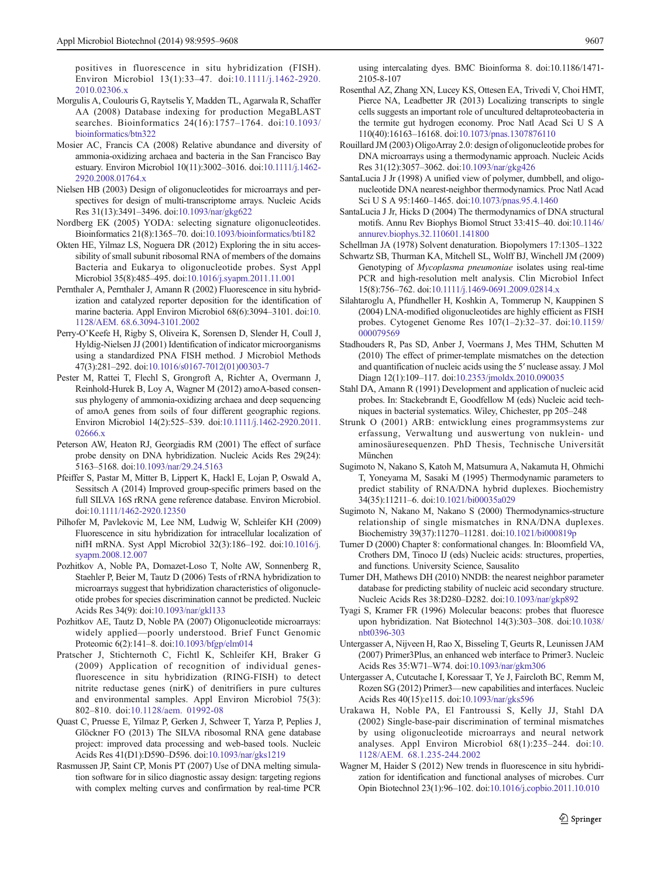positives in fluorescence in situ hybridization (FISH). Environ Microbiol 13(1):33–47. doi:10.1111/j.1462-2920.2010.02306.x

Morgulis A, Coulouris G, Raytselis Y, Madden TL, Agarwala R, Schaffer AA (2008) Database indexing for production MegaBLAST searches. Bioinformatics 24(16):1757–1764. doi:10.1093/bioinformatics/btn322

Mosier AC, Francis CA (2008) Relative abundance and diversity of ammonia-oxidizing archaea and bacteria in the San Francisco Bay estuary. Environ Microbiol 10(11):3002–3016. doi:10.1111/j.1462-2920.2008.01764.x

Nielsen HB (2003) Design of oligonucleotides for microarrays and perspectives for design of multi-transcriptome arrays. Nucleic Acids Res 31(13):3491–3496. doi:10.1093/nar/gkg622

Nordberg EK (2005) YODA: selecting signature oligonucleotides. Bioinformatics 21(8):1365–70. doi:10.1093/bioinformatics/bti182

Okten HE, Yilmaz LS, Noguera DR (2012) Exploring the in situ accessibility of small subunit ribosomal RNA of members of the domains Bacteria and Eukarya to oligonucleotide probes. Syst Appl Microbiol 35(8):485–495. doi:10.1016/j.syapm.2011.11.001

Pernthaler A, Pernthaler J, Amann R (2002) Fluorescence in situ hybridization and catalyzed reporter deposition for the identification of marine bacteria. Appl Environ Microbiol 68(6):3094–3101. doi:10.1128/AEM. 68.6.3094-3101.2002

Perry-O'Keefe H, Rigby S, Oliveira K, Sorensen D, Slender H, Coull J, Hyldig-Nielsen JJ (2001) Identification of indicator microorganisms using a standardized PNA FISH method. J Microbiol Methods 47(3):281–292. doi:10.1016/s0167-7012(01)00303-7

Pester M, Rattei T, Flechl S, Grongroft A, Richter A, Overmann J, Reinhold-Hurek B, Loy A, Wagner M (2012) amoA-based consensus phylogeny of ammonia-oxidizing archaea and deep sequencing of amoA genes from soils of four different geographic regions. Environ Microbiol 14(2):525–539. doi:10.1111/j.1462-2920.2011.02666.x

Peterson AW, Heaton RJ, Georgiadis RM (2001) The effect of surface probe density on DNA hybridization. Nucleic Acids Res 29(24):5163–5168. doi:10.1093/nar/29.24.5163

Pfeiffer S, Pastar M, Mitter B, Lippert K, Hackl E, Lojan P, Oswald A, Sessitsch A (2014) Improved group-specific primers based on the full SILVA 16S rRNA gene reference database. Environ Microbiol. doi:10.1111/1462-2920.12350

Pilhofer M, Pavlekovic M, Lee NM, Ludwig W, Schleifer KH (2009) Fluorescence in situ hybridization for intracellular localization of nifH mRNA. Syst Appl Microbiol 32(3):186–192. doi:10.1016/j.syapm.2008.12.007

Pozhitkov A, Noble PA, Domazet-Loso T, Nolte AW, Sonnenberg R, Staehler P, Beier M, Tautz D (2006) Tests of rRNA hybridization to microarrays suggest that hybridization characteristics of oligonucleotide probes for species discrimination cannot be predicted. Nucleic Acids Res 34(9): doi:10.1093/nar/gkl133

Pozhitkov AE, Tautz D, Noble PA (2007) Oligonucleotide microarrays: widely applied—poorly understood. Brief Funct Genomic Proteomic 6(2):141–8. doi:10.1093/bfgp/elm014

Pratscher J, Stichternoth C, Fichtl K, Schleifer KH, Braker G (2009) Application of recognition of individual genes-fluorescence in situ hybridization (RING-FISH) to detect nitrite reductase genes (nirK) of denitrifiers in pure cultures and environmental samples. Appl Environ Microbiol 75(3):802–810. doi:10.1128/aem. 01992-08

Quast C, Pruesse E, Yilmaz P, Gerken J, Schweer T, Yarza P, Peplies J, Glöckner FO (2013) The SILVA ribosomal RNA gene database project: improved data processing and web-based tools. Nucleic Acids Res 41(D1):D590–D596. doi:10.1093/nar/gks1219

Rasmussen JP, Saint CP, Monis PT (2007) Use of DNA melting simulation software for in silico diagnostic assay design: targeting regions with complex melting curves and confirmation by real-time PCR using intercalating dyes. BMC Bioinforma 8. doi:10.1186/1471-2105-8-107

Rosenthal AZ, Zhang XN, Lucey KS, Ottesen EA, Trivedi V, Choi HMT, Pierce NA, Leadbetter JR (2013) Localizing transcripts to single cells suggests an important role of uncultured deltaproteobacteria in the termite gut hydrogen economy. Proc Natl Acad Sci U S A 110(40):16163–16168. doi:10.1073/pnas.1307876110

Rouillard JM (2003) OligoArray 2.0: design of oligonucleotide probes for DNA microarrays using a thermodynamic approach. Nucleic Acids Res 31(12):3057–3062. doi:10.1093/nar/gkg426

SantaLucia J Jr (1998) A unified view of polymer, dumbbell, and oligonucleotide DNA nearest-neighbor thermodynamics. Proc Natl Acad Sci U S A 95:1460–1465. doi:10.1073/pnas.95.4.1460

SantaLucia J Jr, Hicks D (2004) The thermodynamics of DNA structural motifs. Annu Rev Biophys Biomol Struct 33:415–40. doi:10.1146/annurev.biophys.32.110601.141800

Schellman JA (1978) Solvent denaturation. Biopolymers 17:1305–1322

Schwartz SB, Thurman KA, Mitchell SL, Wolff BJ, Winchell JM (2009) Genotyping of *Mycoplasma pneumoniae* isolates using real-time PCR and high-resolution melt analysis. Clin Microbiol Infect 15(8):756–762. doi:10.1111/j.1469-0691.2009.02814.x

Silahtaroglu A, Pfundheller H, Koshkin A, Tommerup N, Kauppinen S (2004) LNA-modified oligonucleotides are highly efficient as FISH probes. Cytogenet Genome Res 107(1–2):32–37. doi:10.1159/000079569

Stadhouders R, Pas SD, Anber J, Voermans J, Mes THM, Schutten M (2010) The effect of primer-template mismatches on the detection and quantification of nucleic acids using the 5′ nuclease assay. J Mol Diagn 12(1):109–117. doi:10.2353/jmoldx.2010.090035

Stahl DA, Amann R (1991) Development and application of nucleic acid probes. In: Stackebrandt E, Goodfellow M (eds) Nucleic acid techniques in bacterial systematics. Wiley, Chichester, pp 205–248

Strunk O (2001) ARB: entwicklung eines programmsystems zur erfassung, Verwaltung und auswertung von nuklein- und aminosäuresequenzen. PhD Thesis, Technische Universität München

Sugimoto N, Nakano S, Katoh M, Matsumura A, Nakamuta H, Ohmichi T, Yoneyama M, Sasaki M (1995) Thermodynamic parameters to predict stability of RNA/DNA hybrid duplexes. Biochemistry 34(35):11211–6. doi:10.1021/bi00035a029

Sugimoto N, Nakano M, Nakano S (2000) Thermodynamics-structure relationship of single mismatches in RNA/DNA duplexes. Biochemistry 39(37):11270–11281. doi:10.1021/bi000819p

Turner D (2000) Chapter 8: conformational changes. In: Bloomfield VA, Crothers DM, Tinoco IJ (eds) Nucleic acids: structures, properties, and functions. University Science, Sausalito

Turner DH, Mathews DH (2010) NNDB: the nearest neighbor parameter database for predicting stability of nucleic acid secondary structure. Nucleic Acids Res 38:D280–D282. doi:10.1093/nar/gkp892

Tyagi S, Kramer FR (1996) Molecular beacons: probes that fluoresce upon hybridization. Nat Biotechnol 14(3):303–308. doi:10.1038/nbt0396-303

Untergasser A, Nijveen H, Rao X, Bisseling T, Geurts R, Leunissen JAM (2007) Primer3Plus, an enhanced web interface to Primer3. Nucleic Acids Res 35:W71–W74. doi:10.1093/nar/gkm306

Untergasser A, Cutcutache I, Koressaar T, Ye J, Faircloth BC, Remm M, Rozen SG (2012) Primer3—new capabilities and interfaces. Nucleic Acids Res 40(15):e115. doi:10.1093/nar/gks596

Urakawa H, Noble PA, El Fantroussi S, Kelly JJ, Stahl DA (2002) Single-base-pair discrimination of terminal mismatches by using oligonucleotide microarrays and neural network analyses. Appl Environ Microbiol 68(1):235–244. doi:10.1128/AEM. 68.1.235-244.2002

Wagner M, Haider S (2012) New trends in fluorescence in situ hybridization for identification and functional analyses of microbes. Curr Opin Biotechnol 23(1):96–102. doi:10.1016/j.copbio.2011.10.010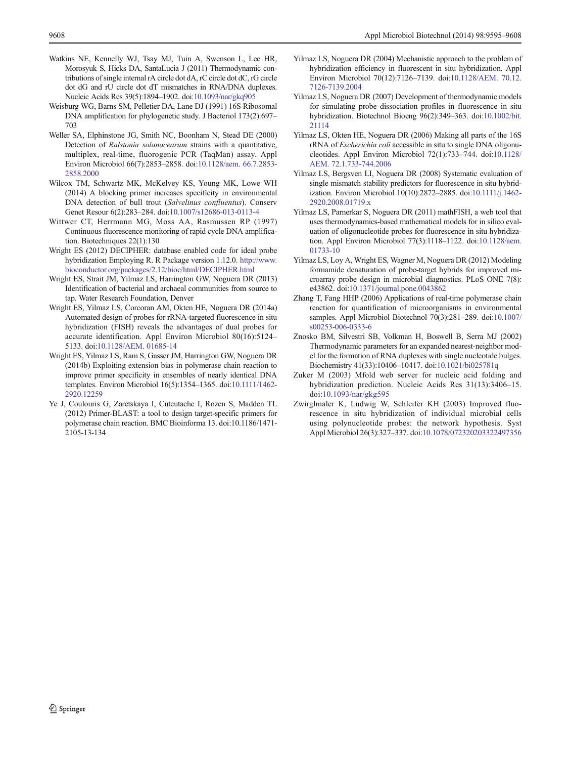Watkins NE, Kennelly WJ, Tsay MJ, Tuin A, Swenson L, Lee HR, Morosyuk S, Hicks DA, SantaLucia J (2011) Thermodynamic contributions of single internal rA circle dot dA, rC circle dot dC, rG circle dot dG and rU circle dot dT mismatches in RNA/DNA duplexes. Nucleic Acids Res 39(5):1894–1902. doi:10.1093/nar/gkq905

Weisburg WG, Barns SM, Pelletier DA, Lane DJ (1991) 16S Ribosomal DNA amplification for phylogenetic study. J Bacteriol 173(2):697–703

Weller SA, Elphinstone JG, Smith NC, Boonham N, Stead DE (2000) Detection of *Ralstonia solanacearum* strains with a quantitative, multiplex, real-time, fluorogenic PCR (TaqMan) assay. Appl Environ Microbiol 66(7):2853–2858. doi:10.1128/aem. 66.7.2853-2858.2000

Wilcox TM, Schwartz MK, McKelvey KS, Young MK, Lowe WH (2014) A blocking primer increases specificity in environmental DNA detection of bull trout (*Salvelinus confluentus*). Conserv Genet Resour 6(2):283–284. doi:10.1007/s12686-013-0113-4

Wittwer CT, Herrmann MG, Moss AA, Rasmussen RP (1997) Continuous fluorescence monitoring of rapid cycle DNA amplification. Biotechniques 22(1):130

Wright ES (2012) DECIPHER: database enabled code for ideal probe hybridization Employing R. R Package version 1.12.0. http://www.bioconductor.org/packages/2.12/bioc/html/DECIPHER.html

Wright ES, Strait JM, Yilmaz LS, Harrington GW, Noguera DR (2013) Identification of bacterial and archaeal communities from source to tap. Water Research Foundation, Denver

Wright ES, Yilmaz LS, Corcoran AM, Okten HE, Noguera DR (2014a) Automated design of probes for rRNA-targeted fluorescence in situ hybridization (FISH) reveals the advantages of dual probes for accurate identification. Appl Environ Microbiol 80(16):5124–5133. doi:10.1128/AEM. 01685-14

Wright ES, Yilmaz LS, Ram S, Gasser JM, Harrington GW, Noguera DR (2014b) Exploiting extension bias in polymerase chain reaction to improve primer specificity in ensembles of nearly identical DNA templates. Environ Microbiol 16(5):1354–1365. doi:10.1111/1462-2920.12259

Ye J, Coulouris G, Zaretskaya I, Cutcutache I, Rozen S, Madden TL (2012) Primer-BLAST: a tool to design target-specific primers for polymerase chain reaction. BMC Bioinforma 13. doi:10.1186/1471-2105-13-134

Yilmaz LS, Noguera DR (2004) Mechanistic approach to the problem of hybridization efficiency in fluorescent in situ hybridization. Appl Environ Microbiol 70(12):7126–7139. doi:10.1128/AEM. 70.12.7126-7139.2004

Yilmaz LS, Noguera DR (2007) Development of thermodynamic models for simulating probe dissociation profiles in fluorescence in situ hybridization. Biotechnol Bioeng 96(2):349–363. doi:10.1002/bit.21114

Yilmaz LS, Okten HE, Noguera DR (2006) Making all parts of the 16S rRNA of *Escherichia coli* accessible in situ to single DNA oligonucleotides. Appl Environ Microbiol 72(1):733–744. doi:10.1128/AEM. 72.1.733-744.2006

Yilmaz LS, Bergsven LI, Noguera DR (2008) Systematic evaluation of single mismatch stability predictors for fluorescence in situ hybridization. Environ Microbiol 10(10):2872–2885. doi:10.1111/j.1462-2920.2008.01719.x

Yilmaz LS, Parnerkar S, Noguera DR (2011) mathFISH, a web tool that uses thermodynamics-based mathematical models for in silico evaluation of oligonucleotide probes for fluorescence in situ hybridization. Appl Environ Microbiol 77(3):1118–1122. doi:10.1128/aem.01733-10

Yilmaz LS, Loy A, Wright ES, Wagner M, Noguera DR (2012) Modeling formamide denaturation of probe-target hybrids for improved microarray probe design in microbial diagnostics. PLoS ONE 7(8): e43862. doi:10.1371/journal.pone.0043862

Zhang T, Fang HHP (2006) Applications of real-time polymerase chain reaction for quantification of microorganisms in environmental samples. Appl Microbiol Biotechnol 70(3):281–289. doi:10.1007/s00253-006-0333-6

Znosko BM, Silvestri SB, Volkman H, Boswell B, Serra MJ (2002) Thermodynamic parameters for an expanded nearest-neighbor model for the formation of RNA duplexes with single nucleotide bulges. Biochemistry 41(33):10406–10417. doi:10.1021/bi025781q

Zuker M (2003) Mfold web server for nucleic acid folding and hybridization prediction. Nucleic Acids Res 31(13):3406–15. doi:10.1093/nar/gkg595

Zwirglmaler K, Ludwig W, Schleifer KH (2003) Improved fluorescence in situ hybridization of individual microbial cells using polynucleotide probes: the network hypothesis. Syst Appl Microbiol 26(3):327–337. doi:10.1078/072320203322497356